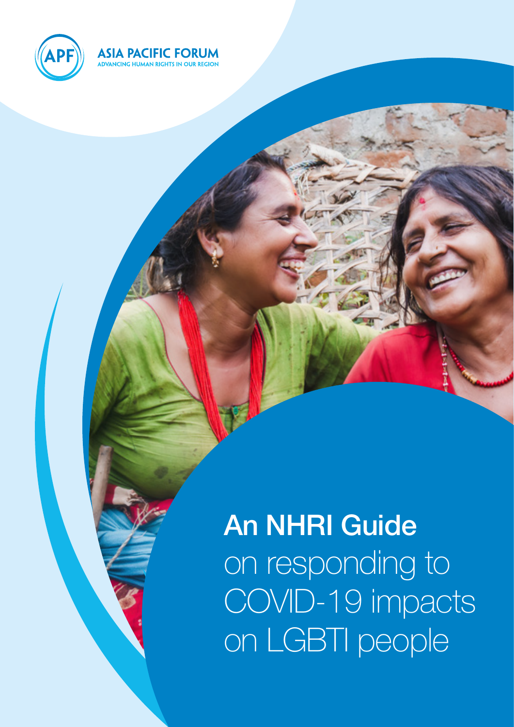ASIA PACIFIC FORUM
ADVANCING HUMAN RIGHTS IN OUR REGION

# An NHRI Guide on responding to COVID-19 impacts on LGBTI people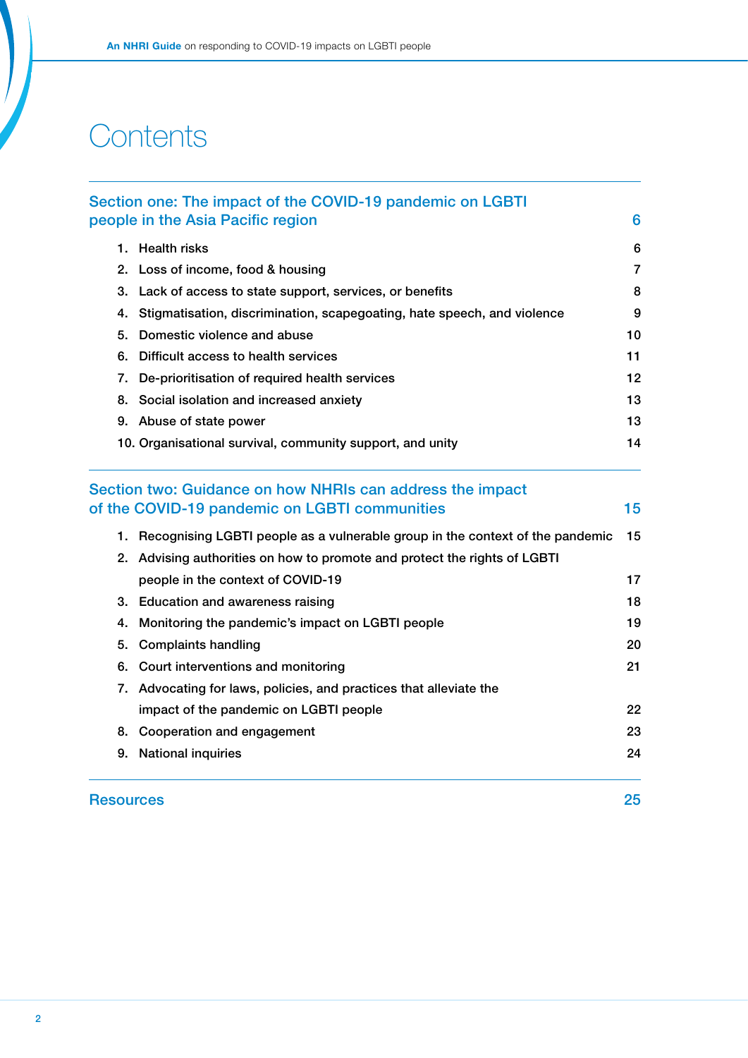# Contents

## Section one: The impact of the COVID-19 pandemic on LGBTI people in the Asia Pacific region — 6

1. Health risks — 6
2. Loss of income, food & housing — 7
3. Lack of access to state support, services, or benefits — 8
4. Stigmatisation, discrimination, scapegoating, hate speech, and violence — 9
5. Domestic violence and abuse — 10
6. Difficult access to health services — 11
7. De-prioritisation of required health services — 12
8. Social isolation and increased anxiety — 13
9. Abuse of state power — 13
10. Organisational survival, community support, and unity — 14

## Section two: Guidance on how NHRIs can address the impact of the COVID-19 pandemic on LGBTI communities — 15

1. Recognising LGBTI people as a vulnerable group in the context of the pandemic — 15
2. Advising authorities on how to promote and protect the rights of LGBTI people in the context of COVID-19 — 17
3. Education and awareness raising — 18
4. Monitoring the pandemic's impact on LGBTI people — 19
5. Complaints handling — 20
6. Court interventions and monitoring — 21
7. Advocating for laws, policies, and practices that alleviate the impact of the pandemic on LGBTI people — 22
8. Cooperation and engagement — 23
9. National inquiries — 24

## Resources — 25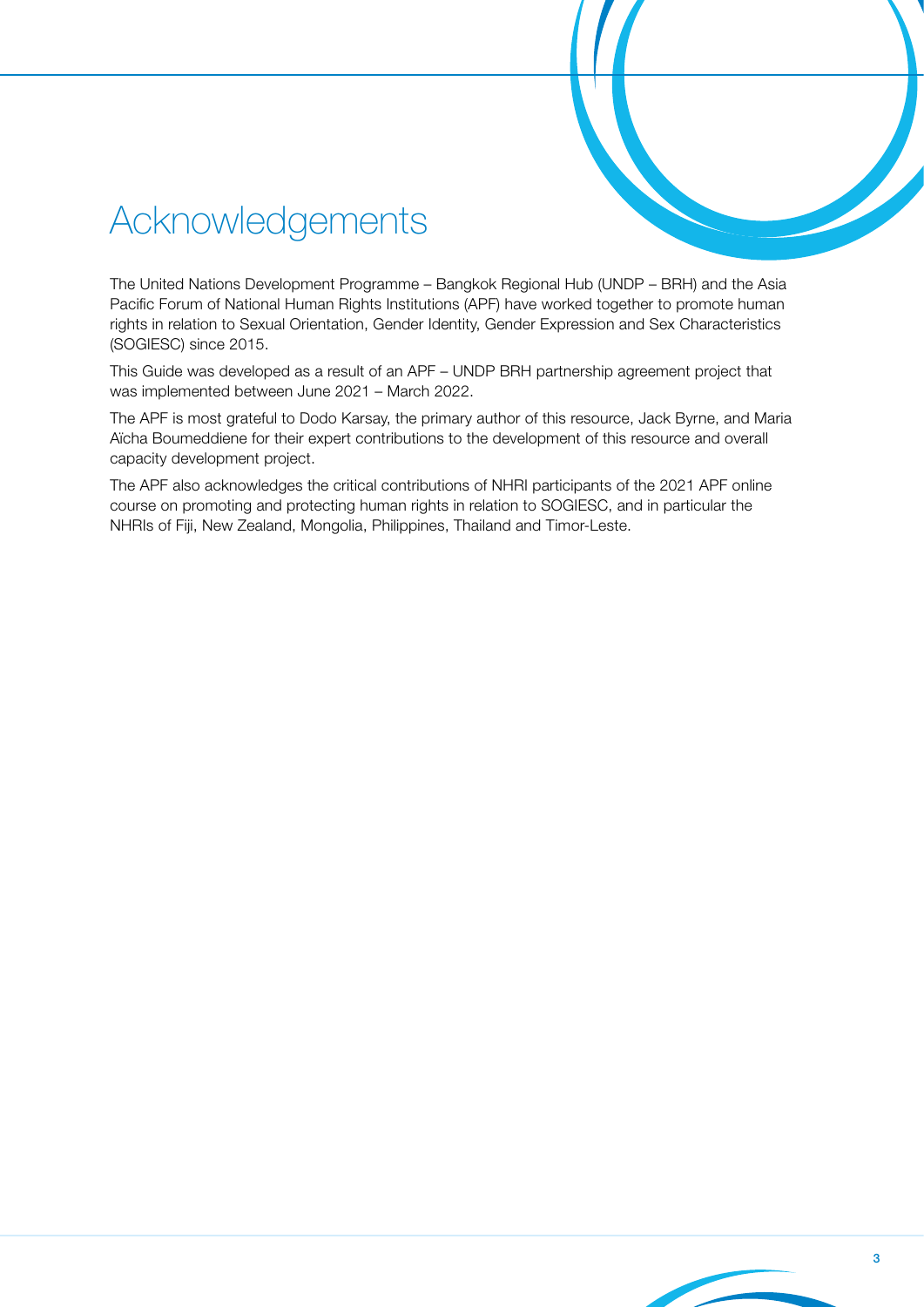# Acknowledgements

The United Nations Development Programme – Bangkok Regional Hub (UNDP – BRH) and the Asia Pacific Forum of National Human Rights Institutions (APF) have worked together to promote human rights in relation to Sexual Orientation, Gender Identity, Gender Expression and Sex Characteristics (SOGIESC) since 2015.

This Guide was developed as a result of an APF – UNDP BRH partnership agreement project that was implemented between June 2021 – March 2022.

The APF is most grateful to Dodo Karsay, the primary author of this resource, Jack Byrne, and Maria Aïcha Boumeddiene for their expert contributions to the development of this resource and overall capacity development project.

The APF also acknowledges the critical contributions of NHRI participants of the 2021 APF online course on promoting and protecting human rights in relation to SOGIESC, and in particular the NHRIs of Fiji, New Zealand, Mongolia, Philippines, Thailand and Timor-Leste.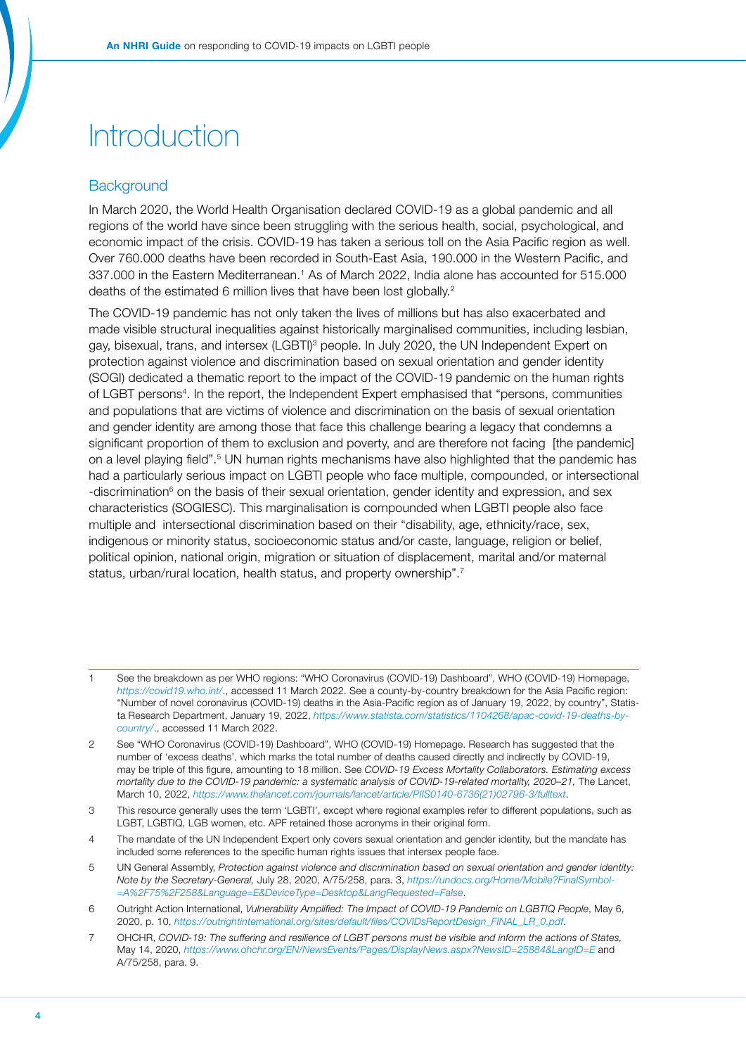# Introduction

## Background

In March 2020, the World Health Organisation declared COVID-19 as a global pandemic and all regions of the world have since been struggling with the serious health, social, psychological, and economic impact of the crisis. COVID-19 has taken a serious toll on the Asia Pacific region as well. Over 760.000 deaths have been recorded in South-East Asia, 190.000 in the Western Pacific, and 337.000 in the Eastern Mediterranean.[1] As of March 2022, India alone has accounted for 515.000 deaths of the estimated 6 million lives that have been lost globally.[2]

The COVID-19 pandemic has not only taken the lives of millions but has also exacerbated and made visible structural inequalities against historically marginalised communities, including lesbian, gay, bisexual, trans, and intersex (LGBTI)[3] people. In July 2020, the UN Independent Expert on protection against violence and discrimination based on sexual orientation and gender identity (SOGI) dedicated a thematic report to the impact of the COVID-19 pandemic on the human rights of LGBT persons[4]. In the report, the Independent Expert emphasised that "persons, communities and populations that are victims of violence and discrimination on the basis of sexual orientation and gender identity are among those that face this challenge bearing a legacy that condemns a significant proportion of them to exclusion and poverty, and are therefore not facing [the pandemic] on a level playing field".[5] UN human rights mechanisms have also highlighted that the pandemic has had a particularly serious impact on LGBTI people who face multiple, compounded, or intersectional -discrimination[6] on the basis of their sexual orientation, gender identity and expression, and sex characteristics (SOGIESC). This marginalisation is compounded when LGBTI people also face multiple and intersectional discrimination based on their "disability, age, ethnicity/race, sex, indigenous or minority status, socioeconomic status and/or caste, language, religion or belief, political opinion, national origin, migration or situation of displacement, marital and/or maternal status, urban/rural location, health status, and property ownership".[7]

---

1 See the breakdown as per WHO regions: "WHO Coronavirus (COVID-19) Dashboard", WHO (COVID-19) Homepage, *https://covid19.who.int/*., accessed 11 March 2022. See a county-by-country breakdown for the Asia Pacific region: "Number of novel coronavirus (COVID-19) deaths in the Asia-Pacific region as of January 19, 2022, by country", Statista Research Department, January 19, 2022, *https://www.statista.com/statistics/1104268/apac-covid-19-deaths-by-country/*., accessed 11 March 2022.

2 See "WHO Coronavirus (COVID-19) Dashboard", WHO (COVID-19) Homepage. Research has suggested that the number of 'excess deaths', which marks the total number of deaths caused directly and indirectly by COVID-19, may be triple of this figure, amounting to 18 million. See *COVID-19 Excess Mortality Collaborators. Estimating excess mortality due to the COVID-19 pandemic: a systematic analysis of COVID-19-related mortality, 2020–21,* The Lancet, March 10, 2022, *https://www.thelancet.com/journals/lancet/article/PIIS0140-6736(21)02796-3/fulltext*.

3 This resource generally uses the term 'LGBTI', except where regional examples refer to different populations, such as LGBT, LGBTIQ, LGB women, etc. APF retained those acronyms in their original form.

4 The mandate of the UN Independent Expert only covers sexual orientation and gender identity, but the mandate has included some references to the specific human rights issues that intersex people face.

5 UN General Assembly, *Protection against violence and discrimination based on sexual orientation and gender identity: Note by the Secretary-General,* July 28, 2020, A/75/258, para. 3, *https://undocs.org/Home/Mobile?FinalSymbol=A%2F75%2F258&Language=E&DeviceType=Desktop&LangRequested=False*.

6 Outright Action International, *Vulnerability Amplified: The Impact of COVID-19 Pandemic on LGBTIQ People*, May 6, 2020, p. 10, *https://outrightinternational.org/sites/default/files/COVIDsReportDesign_FINAL_LR_0.pdf*.

7 OHCHR, *COVID-19: The suffering and resilience of LGBT persons must be visible and inform the actions of States,* May 14, 2020, *https://www.ohchr.org/EN/NewsEvents/Pages/DisplayNews.aspx?NewsID=25884&LangID=E* and A/75/258, para. 9.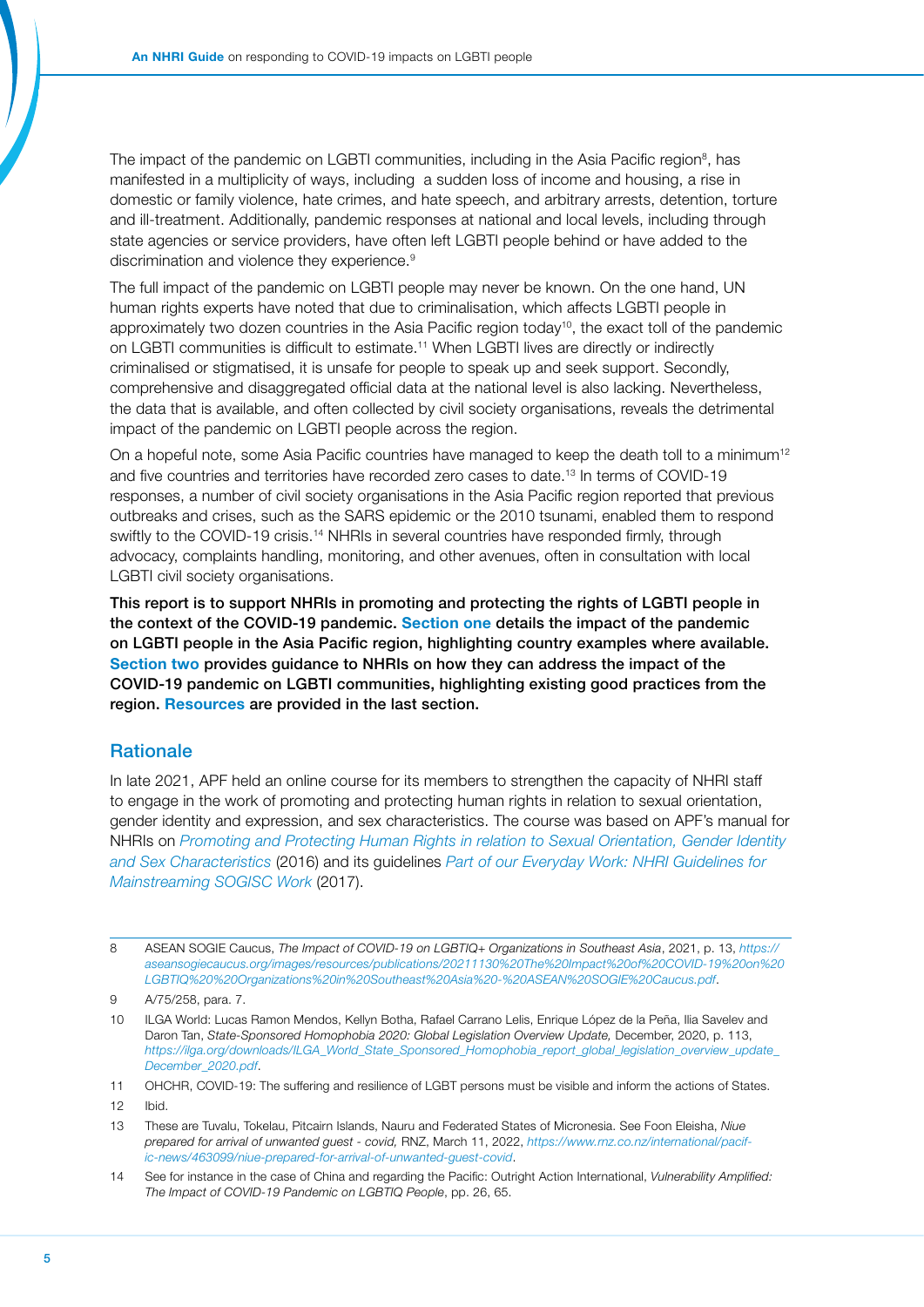The impact of the pandemic on LGBTI communities, including in the Asia Pacific region[8], has manifested in a multiplicity of ways, including a sudden loss of income and housing, a rise in domestic or family violence, hate crimes, and hate speech, and arbitrary arrests, detention, torture and ill-treatment. Additionally, pandemic responses at national and local levels, including through state agencies or service providers, have often left LGBTI people behind or have added to the discrimination and violence they experience.[9]

The full impact of the pandemic on LGBTI people may never be known. On the one hand, UN human rights experts have noted that due to criminalisation, which affects LGBTI people in approximately two dozen countries in the Asia Pacific region today[10], the exact toll of the pandemic on LGBTI communities is difficult to estimate.[11] When LGBTI lives are directly or indirectly criminalised or stigmatised, it is unsafe for people to speak up and seek support. Secondly, comprehensive and disaggregated official data at the national level is also lacking. Nevertheless, the data that is available, and often collected by civil society organisations, reveals the detrimental impact of the pandemic on LGBTI people across the region.

On a hopeful note, some Asia Pacific countries have managed to keep the death toll to a minimum[12] and five countries and territories have recorded zero cases to date.[13] In terms of COVID-19 responses, a number of civil society organisations in the Asia Pacific region reported that previous outbreaks and crises, such as the SARS epidemic or the 2010 tsunami, enabled them to respond swiftly to the COVID-19 crisis.[14] NHRIs in several countries have responded firmly, through advocacy, complaints handling, monitoring, and other avenues, often in consultation with local LGBTI civil society organisations.

**This report is to support NHRIs in promoting and protecting the rights of LGBTI people in the context of the COVID-19 pandemic. Section one details the impact of the pandemic on LGBTI people in the Asia Pacific region, highlighting country examples where available. Section two provides guidance to NHRIs on how they can address the impact of the COVID-19 pandemic on LGBTI communities, highlighting existing good practices from the region. Resources are provided in the last section.**

## Rationale

In late 2021, APF held an online course for its members to strengthen the capacity of NHRI staff to engage in the work of promoting and protecting human rights in relation to sexual orientation, gender identity and expression, and sex characteristics. The course was based on APF's manual for NHRIs on *Promoting and Protecting Human Rights in relation to Sexual Orientation, Gender Identity and Sex Characteristics* (2016) and its guidelines *Part of our Everyday Work: NHRI Guidelines for Mainstreaming SOGISC Work* (2017).

---

8 ASEAN SOGIE Caucus, *The Impact of COVID-19 on LGBTIQ+ Organizations in Southeast Asia*, 2021, p. 13, *https://aseansogiecaucus.org/images/resources/publications/20211130%20The%20Impact%20of%20COVID-19%20on%20LGBTIQ%20%20Organizations%20in%20Southeast%20Asia%20-%20ASEAN%20SOGIE%20Caucus.pdf*.

9 A/75/258, para. 7.

10 ILGA World: Lucas Ramon Mendos, Kellyn Botha, Rafael Carrano Lelis, Enrique López de la Peña, Ilia Savelev and Daron Tan, *State-Sponsored Homophobia 2020: Global Legislation Overview Update,* December, 2020, p. 113, *https://ilga.org/downloads/ILGA_World_State_Sponsored_Homophobia_report_global_legislation_overview_update_December_2020.pdf*.

11 OHCHR, COVID-19: The suffering and resilience of LGBT persons must be visible and inform the actions of States.

12 Ibid.

13 These are Tuvalu, Tokelau, Pitcairn Islands, Nauru and Federated States of Micronesia. See Foon Eleisha, *Niue prepared for arrival of unwanted guest - covid,* RNZ, March 11, 2022, *https://www.rnz.co.nz/international/pacific-news/463099/niue-prepared-for-arrival-of-unwanted-guest-covid*.

14 See for instance in the case of China and regarding the Pacific: Outright Action International, *Vulnerability Amplified: The Impact of COVID-19 Pandemic on LGBTIQ People*, pp. 26, 65.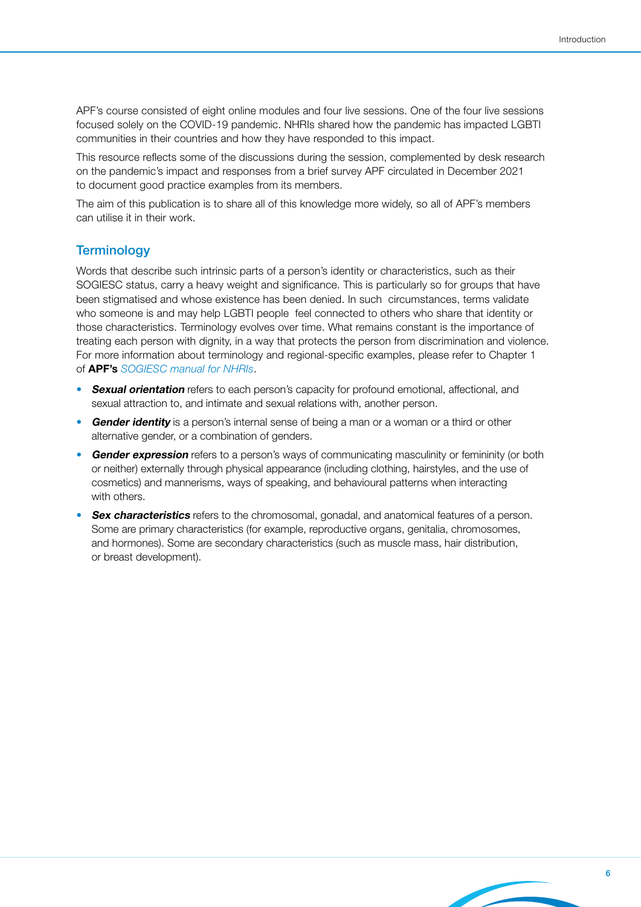APF's course consisted of eight online modules and four live sessions. One of the four live sessions focused solely on the COVID-19 pandemic. NHRIs shared how the pandemic has impacted LGBTI communities in their countries and how they have responded to this impact.

This resource reflects some of the discussions during the session, complemented by desk research on the pandemic's impact and responses from a brief survey APF circulated in December 2021 to document good practice examples from its members.

The aim of this publication is to share all of this knowledge more widely, so all of APF's members can utilise it in their work.

## Terminology

Words that describe such intrinsic parts of a person's identity or characteristics, such as their SOGIESC status, carry a heavy weight and significance. This is particularly so for groups that have been stigmatised and whose existence has been denied. In such circumstances, terms validate who someone is and may help LGBTI people feel connected to others who share that identity or those characteristics. Terminology evolves over time. What remains constant is the importance of treating each person with dignity, in a way that protects the person from discrimination and violence. For more information about terminology and regional-specific examples, please refer to Chapter 1 of **APF's** *SOGIESC manual for NHRIs*.

- ***Sexual orientation*** refers to each person's capacity for profound emotional, affectional, and sexual attraction to, and intimate and sexual relations with, another person.
- ***Gender identity*** is a person's internal sense of being a man or a woman or a third or other alternative gender, or a combination of genders.
- ***Gender expression*** refers to a person's ways of communicating masculinity or femininity (or both or neither) externally through physical appearance (including clothing, hairstyles, and the use of cosmetics) and mannerisms, ways of speaking, and behavioural patterns when interacting with others.
- ***Sex characteristics*** refers to the chromosomal, gonadal, and anatomical features of a person. Some are primary characteristics (for example, reproductive organs, genitalia, chromosomes, and hormones). Some are secondary characteristics (such as muscle mass, hair distribution, or breast development).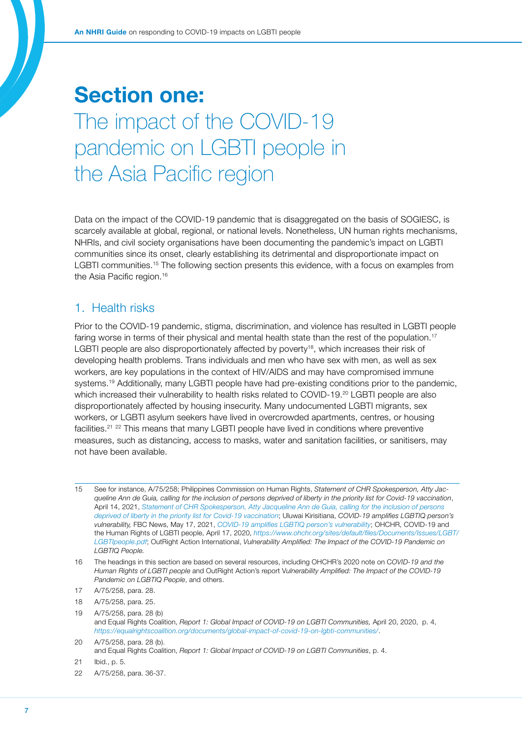# Section one: The impact of the COVID-19 pandemic on LGBTI people in the Asia Pacific region

Data on the impact of the COVID-19 pandemic that is disaggregated on the basis of SOGIESC, is scarcely available at global, regional, or national levels. Nonetheless, UN human rights mechanisms, NHRIs, and civil society organisations have been documenting the pandemic's impact on LGBTI communities since its onset, clearly establishing its detrimental and disproportionate impact on LGBTI communities.[15] The following section presents this evidence, with a focus on examples from the Asia Pacific region.[16]

## 1. Health risks

Prior to the COVID-19 pandemic, stigma, discrimination, and violence has resulted in LGBTI people faring worse in terms of their physical and mental health state than the rest of the population.[17] LGBTI people are also disproportionately affected by poverty[18], which increases their risk of developing health problems. Trans individuals and men who have sex with men, as well as sex workers, are key populations in the context of HIV/AIDS and may have compromised immune systems.[19] Additionally, many LGBTI people have had pre-existing conditions prior to the pandemic, which increased their vulnerability to health risks related to COVID-19.[20] LGBTI people are also disproportionately affected by housing insecurity. Many undocumented LGBTI migrants, sex workers, or LGBTI asylum seekers have lived in overcrowded apartments, centres, or housing facilities.[21] [22] This means that many LGBTI people have lived in conditions where preventive measures, such as distancing, access to masks, water and sanitation facilities, or sanitisers, may not have been available.

---

15 See for instance, A/75/258; Philippines Commission on Human Rights, *Statement of CHR Spokesperson, Atty Jacqueline Ann de Guia, calling for the inclusion of persons deprived of liberty in the priority list for Covid-19 vaccination*, April 14, 2021, *Statement of CHR Spokesperson, Atty Jacqueline Ann de Guia, calling for the inclusion of persons deprived of liberty in the priority list for Covid-19 vaccination*; Uluwai Kirisitiana, *COVID-19 amplifies LGBTIQ person's vulnerability,* FBC News, May 17, 2021, *COVID-19 amplifies LGBTIQ person's vulnerability*; OHCHR, COVID-19 and the Human Rights of LGBTI people, April 17, 2020, *https://www.ohchr.org/sites/default/files/Documents/Issues/LGBT/LGBTIpeople.pdf*; OutRight Action International, *Vulnerability Amplified: The Impact of the COVID-19 Pandemic on LGBTIQ People.*

16 The headings in this section are based on several resources, including OHCHR's 2020 note on *COVID-19 and the Human Rights of LGBTI people* and OutRight Action's report *Vulnerability Amplified: The Impact of the COVID-19 Pandemic on LGBTIQ People*, and others.

17 A/75/258, para. 28.

18 A/75/258, para. 25.

19 A/75/258, para. 28 (b) and Equal Rights Coalition, *Report 1: Global Impact of COVID-19 on LGBTI Communities,* April 20, 2020, p. 4, *https://equalrightscoalition.org/documents/global-impact-of-covid-19-on-lgbti-communities/*.

20 A/75/258, para. 28 (b). and Equal Rights Coalition, *Report 1: Global Impact of COVID-19 on LGBTI Communities*, p. 4.

21 Ibid., p. 5.

22 A/75/258, para. 36-37.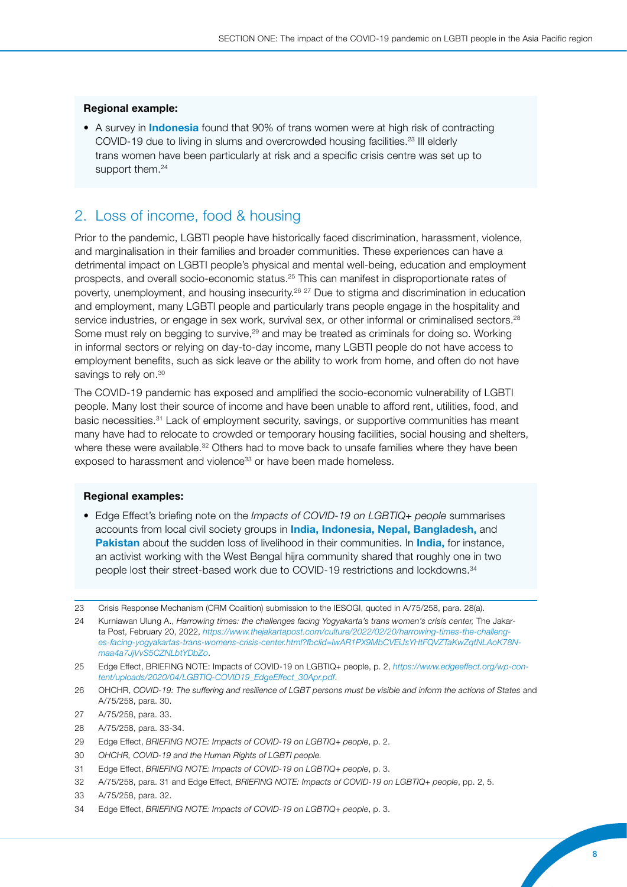**Regional example:**

- A survey in **Indonesia** found that 90% of trans women were at high risk of contracting COVID-19 due to living in slums and overcrowded housing facilities.[23] Ill elderly trans women have been particularly at risk and a specific crisis centre was set up to support them.[24]

## 2. Loss of income, food & housing

Prior to the pandemic, LGBTI people have historically faced discrimination, harassment, violence, and marginalisation in their families and broader communities. These experiences can have a detrimental impact on LGBTI people's physical and mental well-being, education and employment prospects, and overall socio-economic status.[25] This can manifest in disproportionate rates of poverty, unemployment, and housing insecurity.[26] [27] Due to stigma and discrimination in education and employment, many LGBTI people and particularly trans people engage in the hospitality and service industries, or engage in sex work, survival sex, or other informal or criminalised sectors.[28] Some must rely on begging to survive,[29] and may be treated as criminals for doing so. Working in informal sectors or relying on day-to-day income, many LGBTI people do not have access to employment benefits, such as sick leave or the ability to work from home, and often do not have savings to rely on.[30]

The COVID-19 pandemic has exposed and amplified the socio-economic vulnerability of LGBTI people. Many lost their source of income and have been unable to afford rent, utilities, food, and basic necessities.[31] Lack of employment security, savings, or supportive communities has meant many have had to relocate to crowded or temporary housing facilities, social housing and shelters, where these were available.[32] Others had to move back to unsafe families where they have been exposed to harassment and violence[33] or have been made homeless.

**Regional examples:**

- Edge Effect's briefing note on the *Impacts of COVID-19 on LGBTIQ+ people* summarises accounts from local civil society groups in **India, Indonesia, Nepal, Bangladesh,** and **Pakistan** about the sudden loss of livelihood in their communities. In **India,** for instance, an activist working with the West Bengal hijra community shared that roughly one in two people lost their street-based work due to COVID-19 restrictions and lockdowns.[34]

---

23 Crisis Response Mechanism (CRM Coalition) submission to the IESOGI, quoted in A/75/258, para. 28(a).

24 Kurniawan Ulung A., *Harrowing times: the challenges facing Yogyakarta's trans women's crisis center,* The Jakarta Post, February 20, 2022, *https://www.thejakartapost.com/culture/2022/02/20/harrowing-times-the-challenges-facing-yogyakartas-trans-womens-crisis-center.html?fbclid=IwAR1PX9MbCVEiJsYHtFQVZTaKwZqtNLAoK78N-maa4a7JjVvS5CZNLbtYDbZo*.

25 Edge Effect, BRIEFING NOTE: Impacts of COVID-19 on LGBTIQ+ people, p. 2, *https://www.edgeeffect.org/wp-content/uploads/2020/04/LGBTIQ-COVID19_EdgeEffect_30Apr.pdf*.

26 OHCHR, *COVID-19: The suffering and resilience of LGBT persons must be visible and inform the actions of States* and A/75/258, para. 30.

27 A/75/258, para. 33.

28 A/75/258, para. 33-34.

29 Edge Effect, *BRIEFING NOTE: Impacts of COVID-19 on LGBTIQ+ people*, p. 2.

30 *OHCHR, COVID-19 and the Human Rights of LGBTI people.*

31 Edge Effect, *BRIEFING NOTE: Impacts of COVID-19 on LGBTIQ+ people*, p. 3.

32 A/75/258, para. 31 and Edge Effect, *BRIEFING NOTE: Impacts of COVID-19 on LGBTIQ+ people*, pp. 2, 5.

33 A/75/258, para. 32.

34 Edge Effect, *BRIEFING NOTE: Impacts of COVID-19 on LGBTIQ+ people*, p. 3.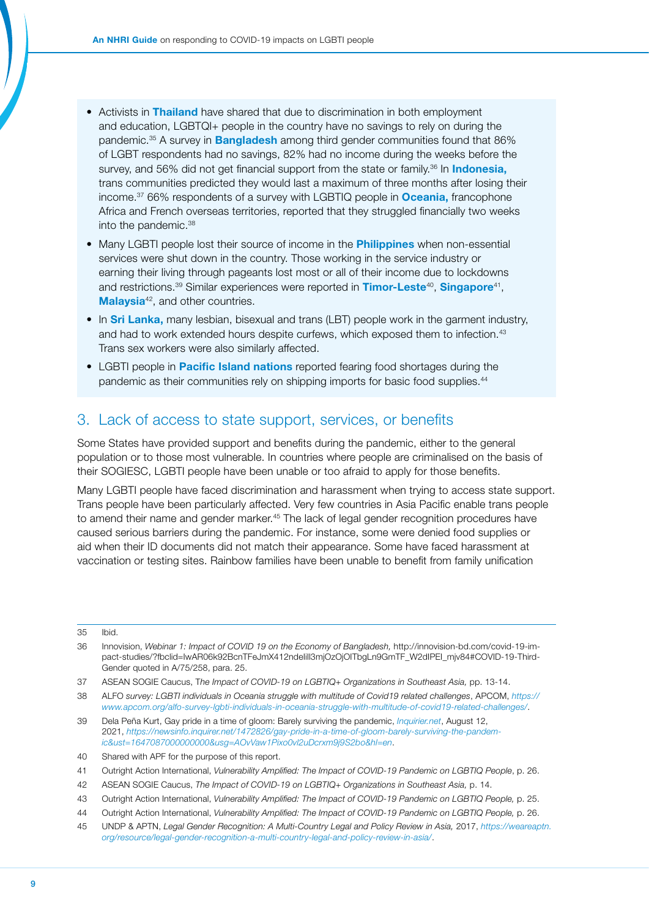- Activists in **Thailand** have shared that due to discrimination in both employment and education, LGBTQI+ people in the country have no savings to rely on during the pandemic.[35] A survey in **Bangladesh** among third gender communities found that 86% of LGBT respondents had no savings, 82% had no income during the weeks before the survey, and 56% did not get financial support from the state or family.[36] In **Indonesia,** trans communities predicted they would last a maximum of three months after losing their income.[37] 66% respondents of a survey with LGBTIQ people in **Oceania,** francophone Africa and French overseas territories, reported that they struggled financially two weeks into the pandemic.[38]
- Many LGBTI people lost their source of income in the **Philippines** when non-essential services were shut down in the country. Those working in the service industry or earning their living through pageants lost most or all of their income due to lockdowns and restrictions.[39] Similar experiences were reported in **Timor-Leste**[40], **Singapore**[41], **Malaysia**[42], and other countries.
- In **Sri Lanka,** many lesbian, bisexual and trans (LBT) people work in the garment industry, and had to work extended hours despite curfews, which exposed them to infection.[43] Trans sex workers were also similarly affected.
- LGBTI people in **Pacific Island nations** reported fearing food shortages during the pandemic as their communities rely on shipping imports for basic food supplies.[44]

## 3. Lack of access to state support, services, or benefits

Some States have provided support and benefits during the pandemic, either to the general population or to those most vulnerable. In countries where people are criminalised on the basis of their SOGIESC, LGBTI people have been unable or too afraid to apply for those benefits.

Many LGBTI people have faced discrimination and harassment when trying to access state support. Trans people have been particularly affected. Very few countries in Asia Pacific enable trans people to amend their name and gender marker.[45] The lack of legal gender recognition procedures have caused serious barriers during the pandemic. For instance, some were denied food supplies or aid when their ID documents did not match their appearance. Some have faced harassment at vaccination or testing sites. Rainbow families have been unable to benefit from family unification

---

35 Ibid.

36 Innovision, *Webinar 1: Impact of COVID 19 on the Economy of Bangladesh,* http://innovision-bd.com/covid-19-impact-studies/?fbclid=IwAR06k92BcnTFeJmX412ndelill3mjOzOjOITbgLn9GmTF_W2dIPEl_mjv84#COVID-19-Third-Gender quoted in A/75/258, para. 25.

37 ASEAN SOGIE Caucus, *The Impact of COVID-19 on LGBTIQ+ Organizations in Southeast Asia,* pp. 13-14.

38 ALFO *survey: LGBTI individuals in Oceania struggle with multitude of Covid19 related challenges*, APCOM, *https://www.apcom.org/alfo-survey-lgbti-individuals-in-oceania-struggle-with-multitude-of-covid19-related-challenges/*.

39 Dela Peña Kurt, Gay pride in a time of gloom: Barely surviving the pandemic, *Inquirer.net*, August 12, 2021, *https://newsinfo.inquirer.net/1472826/gay-pride-in-a-time-of-gloom-barely-surviving-the-pandemic&ust=1647087000000000&usg=AOvVaw1Pixo0vl2uDcrxm9j9S2bo&hl=en*.

40 Shared with APF for the purpose of this report.

41 Outright Action International, *Vulnerability Amplified: The Impact of COVID-19 Pandemic on LGBTIQ People*, p. 26.

42 ASEAN SOGIE Caucus, *The Impact of COVID-19 on LGBTIQ+ Organizations in Southeast Asia,* p. 14.

43 Outright Action International, *Vulnerability Amplified: The Impact of COVID-19 Pandemic on LGBTIQ People,* p. 25.

44 Outright Action International, *Vulnerability Amplified: The Impact of COVID-19 Pandemic on LGBTIQ People,* p. 26.

45 UNDP & APTN, *Legal Gender Recognition: A Multi-Country Legal and Policy Review in Asia,* 2017, *https://weareaptn.org/resource/legal-gender-recognition-a-multi-country-legal-and-policy-review-in-asia/*.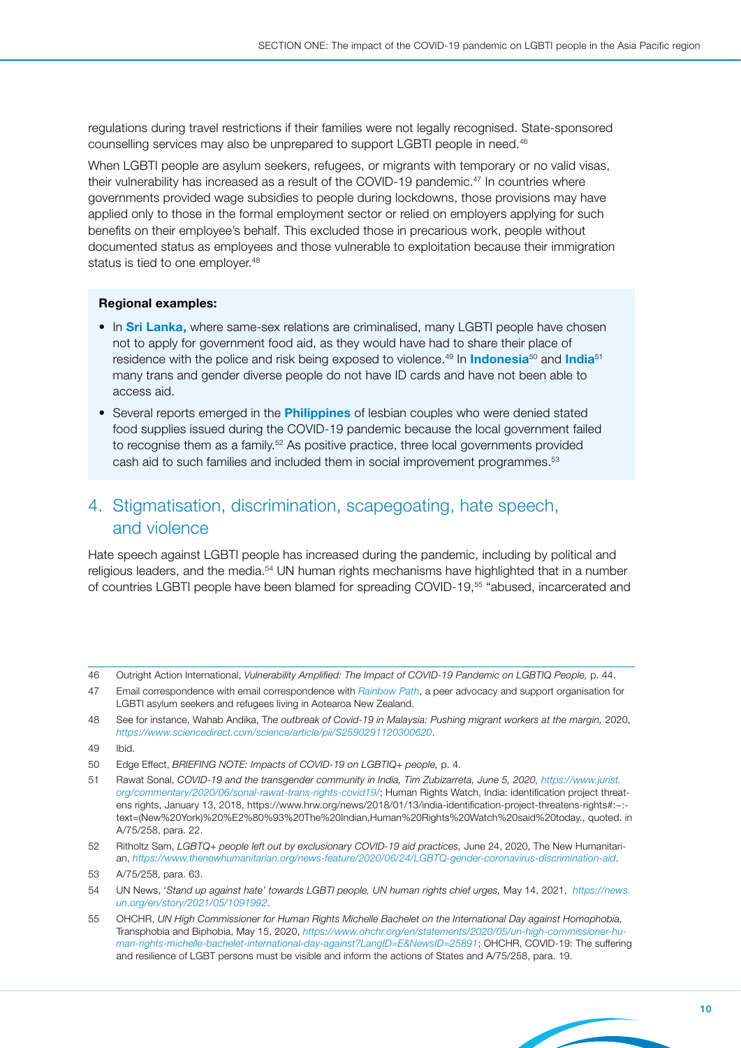regulations during travel restrictions if their families were not legally recognised. State-sponsored counselling services may also be unprepared to support LGBTI people in need.[46]

When LGBTI people are asylum seekers, refugees, or migrants with temporary or no valid visas, their vulnerability has increased as a result of the COVID-19 pandemic.[47] In countries where governments provided wage subsidies to people during lockdowns, those provisions may have applied only to those in the formal employment sector or relied on employers applying for such benefits on their employee's behalf. This excluded those in precarious work, people without documented status as employees and those vulnerable to exploitation because their immigration status is tied to one employer.[48]

**Regional examples:**

- In **Sri Lanka,** where same-sex relations are criminalised, many LGBTI people have chosen not to apply for government food aid, as they would have had to share their place of residence with the police and risk being exposed to violence.[49] In **Indonesia**[50] and **India**[51] many trans and gender diverse people do not have ID cards and have not been able to access aid.
- Several reports emerged in the **Philippines** of lesbian couples who were denied stated food supplies issued during the COVID-19 pandemic because the local government failed to recognise them as a family.[52] As positive practice, three local governments provided cash aid to such families and included them in social improvement programmes.[53]

## 4. Stigmatisation, discrimination, scapegoating, hate speech, and violence

Hate speech against LGBTI people has increased during the pandemic, including by political and religious leaders, and the media.[54] UN human rights mechanisms have highlighted that in a number of countries LGBTI people have been blamed for spreading COVID-19,[55] "abused, incarcerated and

---

46 Outright Action International, *Vulnerability Amplified: The Impact of COVID-19 Pandemic on LGBTIQ People,* p. 44.

47 Email correspondence with email correspondence with *Rainbow Path*, a peer advocacy and support organisation for LGBTI asylum seekers and refugees living in Aotearoa New Zealand.

48 See for instance, Wahab Andika, *The outbreak of Covid-19 in Malaysia: Pushing migrant workers at the margin,* 2020, *https://www.sciencedirect.com/science/article/pii/S2590291120300620*.

49 Ibid.

50 Edge Effect, *BRIEFING NOTE: Impacts of COVID-19 on LGBTIQ+ people,* p. 4.

51 Rawat Sonal, *COVID-19 and the transgender community in India, Tim Zubizarreta, June 5, 2020, https://www.jurist.org/commentary/2020/06/sonal-rawat-trans-rights-covid19/*; Human Rights Watch, India: identification project threatens rights, January 13, 2018, https://www.hrw.org/news/2018/01/13/india-identification-project-threatens-rights#:~:text=(New%20York)%20%E2%80%93%20The%20Indian,Human%20Rights%20Watch%20said%20today., quoted. in A/75/258, para. 22.

52 Ritholtz Sam, *LGBTQ+ people left out by exclusionary COVID-19 aid practices,* June 24, 2020, The New Humanitarian, *https://www.thenewhumanitarian.org/news-feature/2020/06/24/LGBTQ-gender-coronavirus-discrimination-aid*.

53 A/75/258, para. 63.

54 UN News, '*Stand up against hate' towards LGBTI people, UN human rights chief urges,* May 14, 2021, *https://news.un.org/en/story/2021/05/1091992*.

55 OHCHR, *UN High Commissioner for Human Rights Michelle Bachelet on the International Day against Homophobia,* Transphobia and Biphobia, May 15, 2020, *https://www.ohchr.org/en/statements/2020/05/un-high-commissioner-human-rights-michelle-bachelet-international-day-against?LangID=E&NewsID=25891*; OHCHR, COVID-19: The suffering and resilience of LGBT persons must be visible and inform the actions of States and A/75/258, para. 19.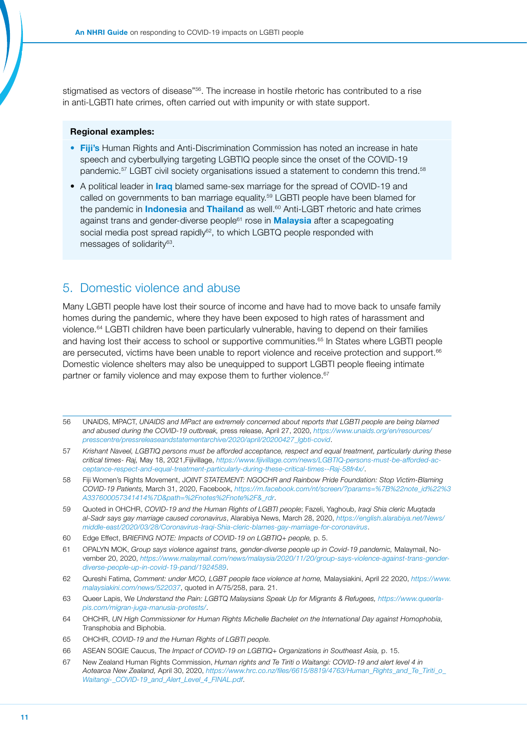stigmatised as vectors of disease"[56]. The increase in hostile rhetoric has contributed to a rise in anti-LGBTI hate crimes, often carried out with impunity or with state support.

**Regional examples:**

- **Fiji's** Human Rights and Anti-Discrimination Commission has noted an increase in hate speech and cyberbullying targeting LGBTIQ people since the onset of the COVID-19 pandemic.[57] LGBT civil society organisations issued a statement to condemn this trend.[58]
- A political leader in **Iraq** blamed same-sex marriage for the spread of COVID-19 and called on governments to ban marriage equality.[59] LGBTI people have been blamed for the pandemic in **Indonesia** and **Thailand** as well.[60] Anti-LGBT rhetoric and hate crimes against trans and gender-diverse people[61] rose in **Malaysia** after a scapegoating social media post spread rapidly[62], to which LGBTQ people responded with messages of solidarity[63].

## 5. Domestic violence and abuse

Many LGBTI people have lost their source of income and have had to move back to unsafe family homes during the pandemic, where they have been exposed to high rates of harassment and violence.[64] LGBTI children have been particularly vulnerable, having to depend on their families and having lost their access to school or supportive communities.[65] In States where LGBTI people are persecuted, victims have been unable to report violence and receive protection and support.[66] Domestic violence shelters may also be unequipped to support LGBTI people fleeing intimate partner or family violence and may expose them to further violence.[67]

---

56 UNAIDS, MPACT, *UNAIDS and MPact are extremely concerned about reports that LGBTI people are being blamed and abused during the COVID-19 outbreak,* press release, April 27, 2020, *https://www.unaids.org/en/resources/presscentre/pressreleaseandstatementarchive/2020/april/20200427_lgbti-covid*.

57 *Krishant Naveel, LGBTIQ persons must be afforded acceptance, respect and equal treatment, particularly during these critical times- Raj,* May 18, 2021,Fijivillage, *https://www.fijivillage.com/news/LGBTIQ-persons-must-be-afforded-acceptance-respect-and-equal-treatment-particularly-during-these-critical-times--Raj-58fr4x/*.

58 Fiji Women's Rights Movement, *JOINT STATEMENT: NGOCHR and Rainbow Pride Foundation: Stop Victim-Blaming COVID-19 Patients,* March 31, 2020, Facebook, *https://m.facebook.com/nt/screen/?params=%7B%22note_id%22%3A337600057341414%7D&path=%2Fnotes%2Fnote%2F&_rdr*.

59 Quoted in OHCHR, *COVID-19 and the Human Rights of LGBTI people*; Fazeli, Yaghoub, *Iraqi Shia cleric Muqtada al-Sadr says gay marriage caused coronavirus*, Alarabiya News, March 28, 2020, *https://english.alarabiya.net/News/middle-east/2020/03/28/Coronavirus-Iraqi-Shia-cleric-blames-gay-marriage-for-coronavirus*.

60 Edge Effect, *BRIEFING NOTE: Impacts of COVID-19 on LGBTIQ+ people,* p. 5.

61 OPALYN MOK, *Group says violence against trans, gender-diverse people up in Covid-19 pandemic,* Malaymail, November 20, 2020, *https://www.malaymail.com/news/malaysia/2020/11/20/group-says-violence-against-trans-gender-diverse-people-up-in-covid-19-pand/1924589*.

62 Qureshi Fatima, *Comment: under MCO, LGBT people face violence at home,* Malaysiakini, April 22 2020, *https://www.malaysiakini.com/news/522037*, quoted in A/75/258, para. 21.

63 Queer Lapis, We *Understand the Pain: LGBTQ Malaysians Speak Up for Migrants & Refugees, https://www.queerlapis.com/migran-juga-manusia-protests/*.

64 OHCHR, *UN High Commissioner for Human Rights Michelle Bachelet on the International Day against Homophobia,* Transphobia and Biphobia.

65 OHCHR, *COVID-19 and the Human Rights of LGBTI people.*

66 ASEAN SOGIE Caucus, The *Impact of COVID-19 on LGBTIQ+ Organizations in Southeast Asia,* p. 15.

67 New Zealand Human Rights Commission, *Human rights and Te Tiriti o Waitangi: COVID-19 and alert level 4 in Aotearoa New Zealand,* April 30, 2020, *https://www.hrc.co.nz/files/6615/8819/4763/Human_Rights_and_Te_Tiriti_o_Waitangi-_COVID-19_and_Alert_Level_4_FINAL.pdf*.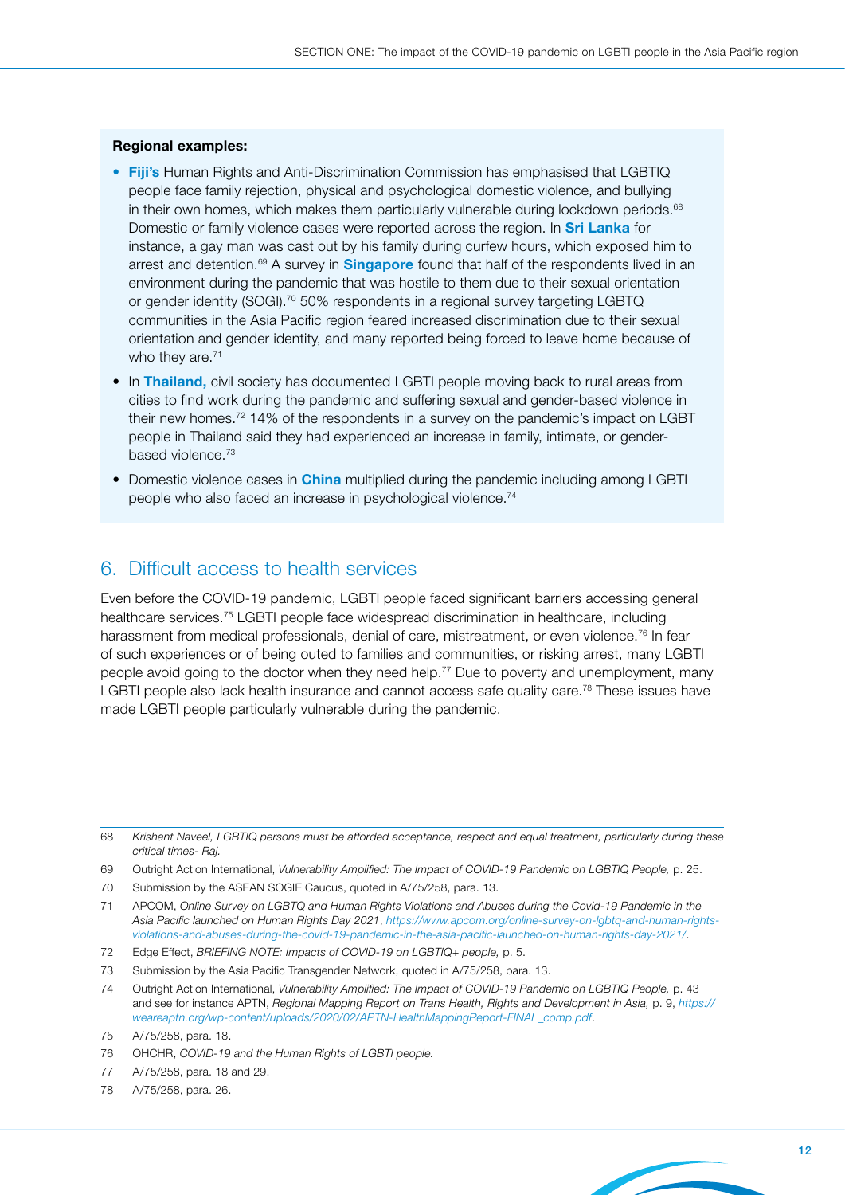**Regional examples:**

- **Fiji's** Human Rights and Anti-Discrimination Commission has emphasised that LGBTIQ people face family rejection, physical and psychological domestic violence, and bullying in their own homes, which makes them particularly vulnerable during lockdown periods.[68] Domestic or family violence cases were reported across the region. In **Sri Lanka** for instance, a gay man was cast out by his family during curfew hours, which exposed him to arrest and detention.[69] A survey in **Singapore** found that half of the respondents lived in an environment during the pandemic that was hostile to them due to their sexual orientation or gender identity (SOGI).[70] 50% respondents in a regional survey targeting LGBTQ communities in the Asia Pacific region feared increased discrimination due to their sexual orientation and gender identity, and many reported being forced to leave home because of who they are.[71]
- In **Thailand,** civil society has documented LGBTI people moving back to rural areas from cities to find work during the pandemic and suffering sexual and gender-based violence in their new homes.[72] 14% of the respondents in a survey on the pandemic's impact on LGBT people in Thailand said they had experienced an increase in family, intimate, or gender-based violence.[73]
- Domestic violence cases in **China** multiplied during the pandemic including among LGBTI people who also faced an increase in psychological violence.[74]

## 6. Difficult access to health services

Even before the COVID-19 pandemic, LGBTI people faced significant barriers accessing general healthcare services.[75] LGBTI people face widespread discrimination in healthcare, including harassment from medical professionals, denial of care, mistreatment, or even violence.[76] In fear of such experiences or of being outed to families and communities, or risking arrest, many LGBTI people avoid going to the doctor when they need help.[77] Due to poverty and unemployment, many LGBTI people also lack health insurance and cannot access safe quality care.[78] These issues have made LGBTI people particularly vulnerable during the pandemic.

---

68 *Krishant Naveel, LGBTIQ persons must be afforded acceptance, respect and equal treatment, particularly during these critical times- Raj.*

69 Outright Action International, *Vulnerability Amplified: The Impact of COVID-19 Pandemic on LGBTIQ People,* p. 25.

70 Submission by the ASEAN SOGIE Caucus, quoted in A/75/258, para. 13.

71 APCOM, *Online Survey on LGBTQ and Human Rights Violations and Abuses during the Covid-19 Pandemic in the Asia Pacific launched on Human Rights Day 2021*, *https://www.apcom.org/online-survey-on-lgbtq-and-human-rights-violations-and-abuses-during-the-covid-19-pandemic-in-the-asia-pacific-launched-on-human-rights-day-2021/*.

72 Edge Effect, *BRIEFING NOTE: Impacts of COVID-19 on LGBTIQ+ people,* p. 5.

73 Submission by the Asia Pacific Transgender Network, quoted in A/75/258, para. 13.

74 Outright Action International, *Vulnerability Amplified: The Impact of COVID-19 Pandemic on LGBTIQ People,* p. 43 and see for instance APTN, *Regional Mapping Report on Trans Health, Rights and Development in Asia,* p. 9, *https://weareaptn.org/wp-content/uploads/2020/02/APTN-HealthMappingReport-FINAL_comp.pdf*.

75 A/75/258, para. 18.

76 OHCHR, *COVID-19 and the Human Rights of LGBTI people.*

77 A/75/258, para. 18 and 29.

78 A/75/258, para. 26.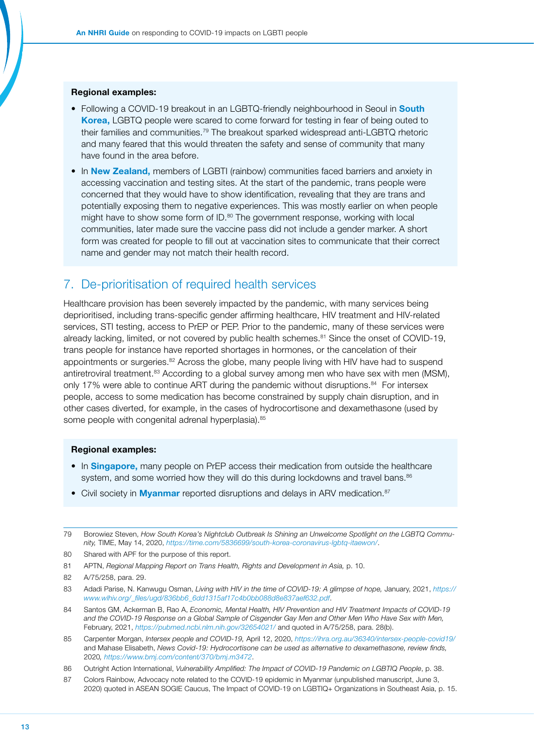**Regional examples:**

- Following a COVID-19 breakout in an LGBTQ-friendly neighbourhood in Seoul in **South Korea,** LGBTQ people were scared to come forward for testing in fear of being outed to their families and communities.[79] The breakout sparked widespread anti-LGBTQ rhetoric and many feared that this would threaten the safety and sense of community that many have found in the area before.
- In **New Zealand,** members of LGBTI (rainbow) communities faced barriers and anxiety in accessing vaccination and testing sites. At the start of the pandemic, trans people were concerned that they would have to show identification, revealing that they are trans and potentially exposing them to negative experiences. This was mostly earlier on when people might have to show some form of ID.[80] The government response, working with local communities, later made sure the vaccine pass did not include a gender marker. A short form was created for people to fill out at vaccination sites to communicate that their correct name and gender may not match their health record.

## 7. De-prioritisation of required health services

Healthcare provision has been severely impacted by the pandemic, with many services being deprioritised, including trans-specific gender affirming healthcare, HIV treatment and HIV-related services, STI testing, access to PrEP or PEP. Prior to the pandemic, many of these services were already lacking, limited, or not covered by public health schemes.[81] Since the onset of COVID-19, trans people for instance have reported shortages in hormones, or the cancelation of their appointments or surgeries.[82] Across the globe, many people living with HIV have had to suspend antiretroviral treatment.[83] According to a global survey among men who have sex with men (MSM), only 17% were able to continue ART during the pandemic without disruptions.[84] For intersex people, access to some medication has become constrained by supply chain disruption, and in other cases diverted, for example, in the cases of hydrocortisone and dexamethasone (used by some people with congenital adrenal hyperplasia).[85]

**Regional examples:**

- In **Singapore,** many people on PrEP access their medication from outside the healthcare system, and some worried how they will do this during lockdowns and travel bans.[86]
- Civil society in **Myanmar** reported disruptions and delays in ARV medication.[87]

---

79 Borowiez Steven, *How South Korea's Nightclub Outbreak Is Shining an Unwelcome Spotlight on the LGBTQ Community*, TIME, May 14, 2020, https://time.com/5836699/south-korea-coronavirus-lgbtq-itaewon/.

80 Shared with APF for the purpose of this report.

81 APTN, *Regional Mapping Report on Trans Health, Rights and Development in Asia,* p. 10.

82 A/75/258, para. 29.

83 Adadi Parise, N. Kanwugu Osman, *Living with HIV in the time of COVID-19: A glimpse of hope,* January, 2021, https://www.wlhiv.org/_files/ugd/836bb6_6dd1315af17c4b0bb088d8e837aef632.pdf.

84 Santos GM, Ackerman B, Rao A, *Economic, Mental Health, HIV Prevention and HIV Treatment Impacts of COVID-19 and the COVID-19 Response on a Global Sample of Cisgender Gay Men and Other Men Who Have Sex with Men,* February, 2021, https://pubmed.ncbi.nlm.nih.gov/32654021/ and quoted in A/75/258, para. 28(b).

85 Carpenter Morgan, *Intersex people and COVID-19,* April 12, 2020, https://ihra.org.au/36340/intersex-people-covid19/ and Mahase Elisabeth, *News Covid-19: Hydrocortisone can be used as alternative to dexamethasone, review finds,* 2020, https://www.bmj.com/content/370/bmj.m3472.

86 Outright Action International, *Vulnerability Amplified: The Impact of COVID-19 Pandemic on LGBTIQ People*, p. 38.

87 Colors Rainbow, Advocacy note related to the COVID-19 epidemic in Myanmar (unpublished manuscript, June 3, 2020) quoted in ASEAN SOGIE Caucus, The Impact of COVID-19 on LGBTIQ+ Organizations in Southeast Asia, p. 15.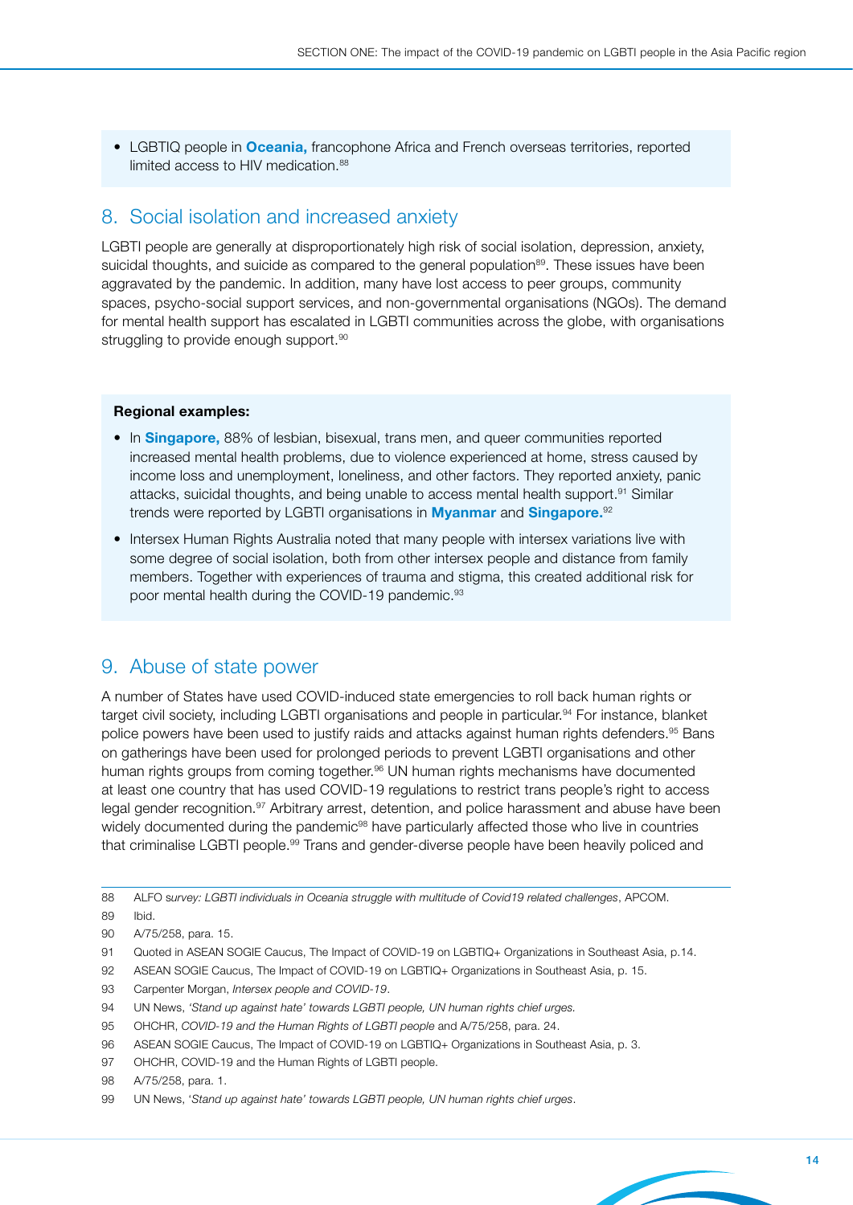- LGBTIQ people in **Oceania,** francophone Africa and French overseas territories, reported limited access to HIV medication.[88]

## 8. Social isolation and increased anxiety

LGBTI people are generally at disproportionately high risk of social isolation, depression, anxiety, suicidal thoughts, and suicide as compared to the general population[89]. These issues have been aggravated by the pandemic. In addition, many have lost access to peer groups, community spaces, psycho-social support services, and non-governmental organisations (NGOs). The demand for mental health support has escalated in LGBTI communities across the globe, with organisations struggling to provide enough support.[90]

**Regional examples:**

- In **Singapore,** 88% of lesbian, bisexual, trans men, and queer communities reported increased mental health problems, due to violence experienced at home, stress caused by income loss and unemployment, loneliness, and other factors. They reported anxiety, panic attacks, suicidal thoughts, and being unable to access mental health support.[91] Similar trends were reported by LGBTI organisations in **Myanmar** and **Singapore.**[92]
- Intersex Human Rights Australia noted that many people with intersex variations live with some degree of social isolation, both from other intersex people and distance from family members. Together with experiences of trauma and stigma, this created additional risk for poor mental health during the COVID-19 pandemic.[93]

## 9. Abuse of state power

A number of States have used COVID-induced state emergencies to roll back human rights or target civil society, including LGBTI organisations and people in particular.[94] For instance, blanket police powers have been used to justify raids and attacks against human rights defenders.[95] Bans on gatherings have been used for prolonged periods to prevent LGBTI organisations and other human rights groups from coming together.[96] UN human rights mechanisms have documented at least one country that has used COVID-19 regulations to restrict trans people's right to access legal gender recognition.[97] Arbitrary arrest, detention, and police harassment and abuse have been widely documented during the pandemic[98] have particularly affected those who live in countries that criminalise LGBTI people.[99] Trans and gender-diverse people have been heavily policed and

---

88 ALFO *survey: LGBTI individuals in Oceania struggle with multitude of Covid19 related challenges*, APCOM.

89 Ibid.

90 A/75/258, para. 15.

91 Quoted in ASEAN SOGIE Caucus, The Impact of COVID-19 on LGBTIQ+ Organizations in Southeast Asia, p.14.

92 ASEAN SOGIE Caucus, The Impact of COVID-19 on LGBTIQ+ Organizations in Southeast Asia, p. 15.

93 Carpenter Morgan, *Intersex people and COVID-19*.

94 UN News, *'Stand up against hate' towards LGBTI people, UN human rights chief urges.*

95 OHCHR, *COVID-19 and the Human Rights of LGBTI people* and A/75/258, para. 24.

96 ASEAN SOGIE Caucus, The Impact of COVID-19 on LGBTIQ+ Organizations in Southeast Asia, p. 3.

97 OHCHR, COVID-19 and the Human Rights of LGBTI people.

98 A/75/258, para. 1.

99 UN News, '*Stand up against hate' towards LGBTI people, UN human rights chief urges*.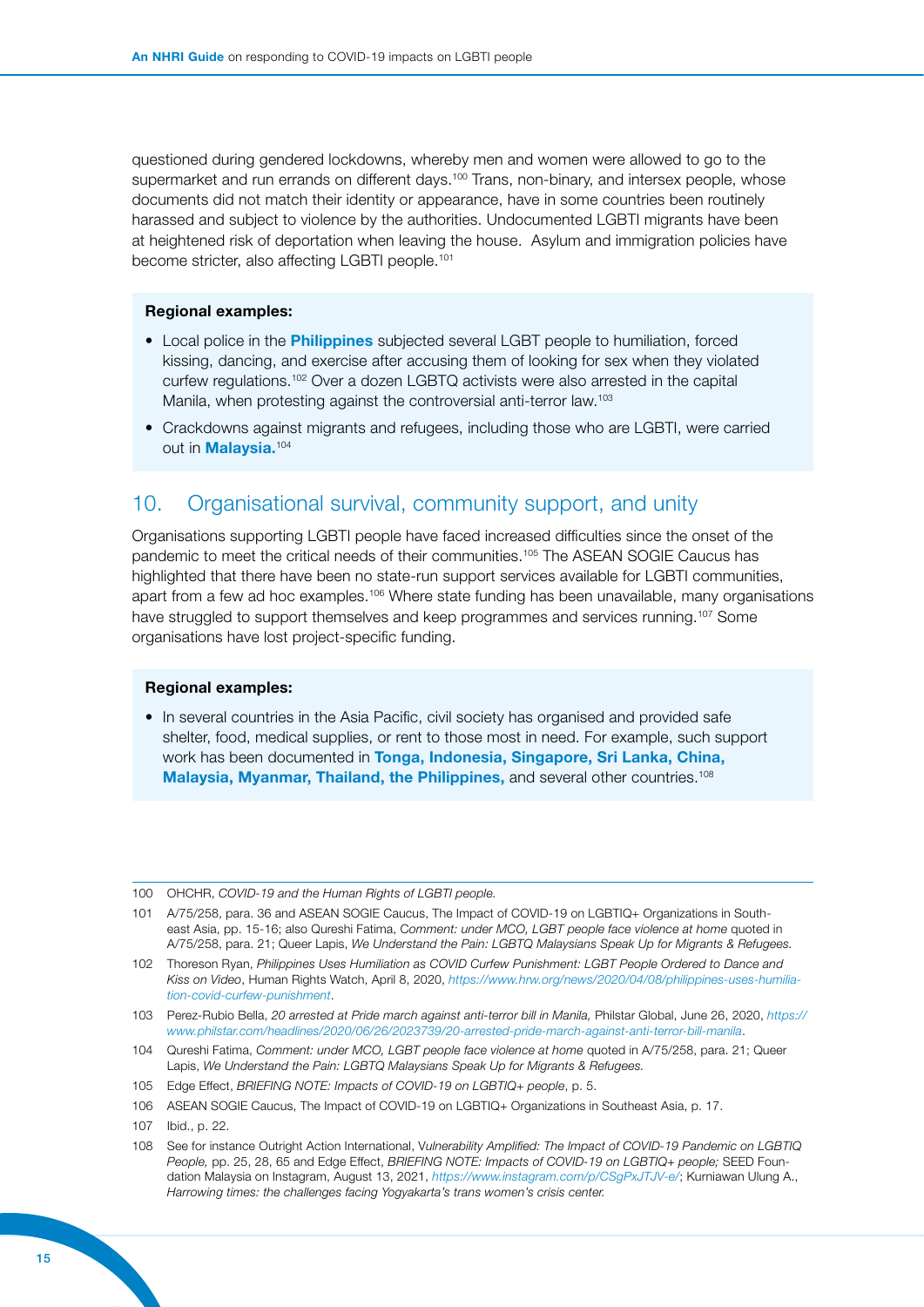questioned during gendered lockdowns, whereby men and women were allowed to go to the supermarket and run errands on different days.[100] Trans, non-binary, and intersex people, whose documents did not match their identity or appearance, have in some countries been routinely harassed and subject to violence by the authorities. Undocumented LGBTI migrants have been at heightened risk of deportation when leaving the house. Asylum and immigration policies have become stricter, also affecting LGBTI people.[101]

**Regional examples:**

- Local police in the **Philippines** subjected several LGBT people to humiliation, forced kissing, dancing, and exercise after accusing them of looking for sex when they violated curfew regulations.[102] Over a dozen LGBTQ activists were also arrested in the capital Manila, when protesting against the controversial anti-terror law.[103]
- Crackdowns against migrants and refugees, including those who are LGBTI, were carried out in **Malaysia.**[104]

## 10. Organisational survival, community support, and unity

Organisations supporting LGBTI people have faced increased difficulties since the onset of the pandemic to meet the critical needs of their communities.[105] The ASEAN SOGIE Caucus has highlighted that there have been no state-run support services available for LGBTI communities, apart from a few ad hoc examples.[106] Where state funding has been unavailable, many organisations have struggled to support themselves and keep programmes and services running.[107] Some organisations have lost project-specific funding.

**Regional examples:**

- In several countries in the Asia Pacific, civil society has organised and provided safe shelter, food, medical supplies, or rent to those most in need. For example, such support work has been documented in **Tonga, Indonesia, Singapore, Sri Lanka, China, Malaysia, Myanmar, Thailand, the Philippines,** and several other countries.[108]

---

100 OHCHR, *COVID-19 and the Human Rights of LGBTI people.*

101 A/75/258, para. 36 and ASEAN SOGIE Caucus, The Impact of COVID-19 on LGBTIQ+ Organizations in South-east Asia, pp. 15-16; also Qureshi Fatima, *Comment: under MCO, LGBT people face violence at home* quoted in A/75/258, para. 21; Queer Lapis, *We Understand the Pain: LGBTQ Malaysians Speak Up for Migrants & Refugees.*

102 Thoreson Ryan, *Philippines Uses Humiliation as COVID Curfew Punishment: LGBT People Ordered to Dance and Kiss on Video*, Human Rights Watch, April 8, 2020, *https://www.hrw.org/news/2020/04/08/philippines-uses-humiliation-covid-curfew-punishment*.

103 Perez-Rubio Bella, *20 arrested at Pride march against anti-terror bill in Manila,* Philstar Global, June 26, 2020, *https://www.philstar.com/headlines/2020/06/26/2023739/20-arrested-pride-march-against-anti-terror-bill-manila*.

104 Qureshi Fatima, *Comment: under MCO, LGBT people face violence at home* quoted in A/75/258, para. 21; Queer Lapis, *We Understand the Pain: LGBTQ Malaysians Speak Up for Migrants & Refugees.*

105 Edge Effect, *BRIEFING NOTE: Impacts of COVID-19 on LGBTIQ+ people*, p. 5.

106 ASEAN SOGIE Caucus, The Impact of COVID-19 on LGBTIQ+ Organizations in Southeast Asia, p. 17.

107 Ibid., p. 22.

108 See for instance Outright Action International, V*ulnerability Amplified: The Impact of COVID-19 Pandemic on LGBTIQ People,* pp. 25, 28, 65 and Edge Effect, *BRIEFING NOTE: Impacts of COVID-19 on LGBTIQ+ people;* SEED Foundation Malaysia on Instagram, August 13, 2021, *https://www.instagram.com/p/CSgPxJTJV-e/*; Kurniawan Ulung A., *Harrowing times: the challenges facing Yogyakarta's trans women's crisis center.*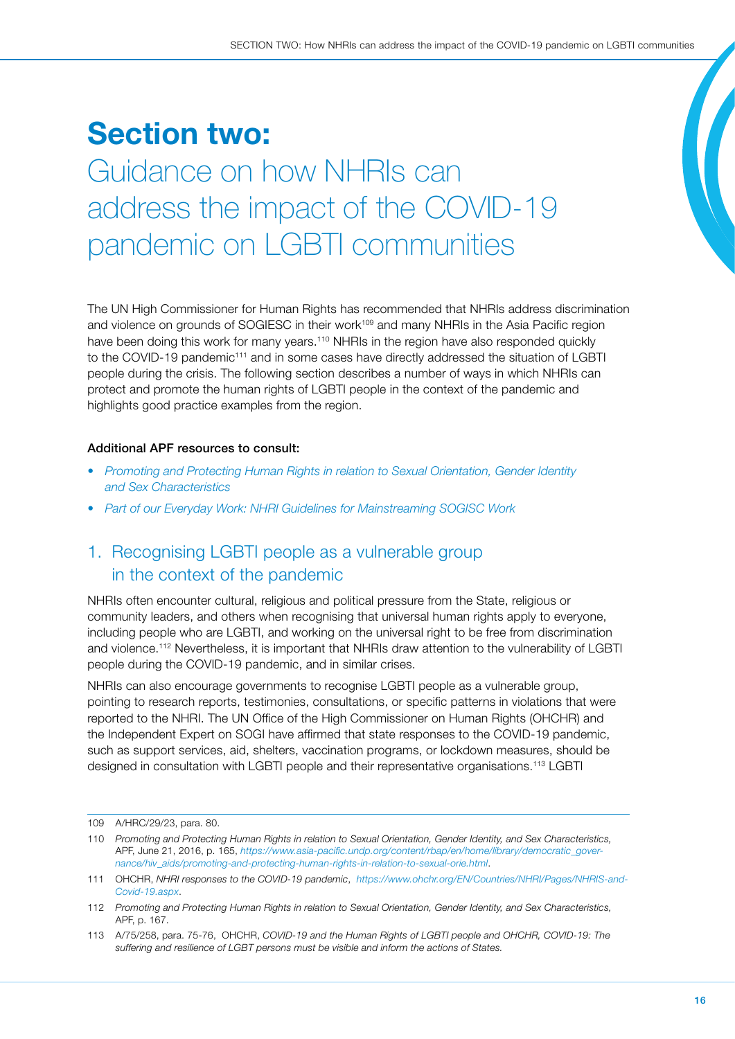# Section two: Guidance on how NHRIs can address the impact of the COVID-19 pandemic on LGBTI communities

The UN High Commissioner for Human Rights has recommended that NHRIs address discrimination and violence on grounds of SOGIESC in their work[109] and many NHRIs in the Asia Pacific region have been doing this work for many years.[110] NHRIs in the region have also responded quickly to the COVID-19 pandemic[111] and in some cases have directly addressed the situation of LGBTI people during the crisis. The following section describes a number of ways in which NHRIs can protect and promote the human rights of LGBTI people in the context of the pandemic and highlights good practice examples from the region.

**Additional APF resources to consult:**

- *Promoting and Protecting Human Rights in relation to Sexual Orientation, Gender Identity and Sex Characteristics*
- *Part of our Everyday Work: NHRI Guidelines for Mainstreaming SOGISC Work*

## 1. Recognising LGBTI people as a vulnerable group in the context of the pandemic

NHRIs often encounter cultural, religious and political pressure from the State, religious or community leaders, and others when recognising that universal human rights apply to everyone, including people who are LGBTI, and working on the universal right to be free from discrimination and violence.[112] Nevertheless, it is important that NHRIs draw attention to the vulnerability of LGBTI people during the COVID-19 pandemic, and in similar crises.

NHRIs can also encourage governments to recognise LGBTI people as a vulnerable group, pointing to research reports, testimonies, consultations, or specific patterns in violations that were reported to the NHRI. The UN Office of the High Commissioner on Human Rights (OHCHR) and the Independent Expert on SOGI have affirmed that state responses to the COVID-19 pandemic, such as support services, aid, shelters, vaccination programs, or lockdown measures, should be designed in consultation with LGBTI people and their representative organisations.[113] LGBTI

---

109 A/HRC/29/23, para. 80.

110 *Promoting and Protecting Human Rights in relation to Sexual Orientation, Gender Identity, and Sex Characteristics,* APF, June 21, 2016, p. 165, *https://www.asia-pacific.undp.org/content/rbap/en/home/library/democratic_governance/hiv_aids/promoting-and-protecting-human-rights-in-relation-to-sexual-orie.html*.

111 OHCHR, *NHRI responses to the COVID-19 pandemic*, *https://www.ohchr.org/EN/Countries/NHRI/Pages/NHRIS-and-Covid-19.aspx*.

112 *Promoting and Protecting Human Rights in relation to Sexual Orientation, Gender Identity, and Sex Characteristics,* APF, p. 167.

113 A/75/258, para. 75-76, OHCHR, *COVID-19 and the Human Rights of LGBTI people* and OHCHR, *COVID-19: The suffering and resilience of LGBT persons must be visible and inform the actions of States.*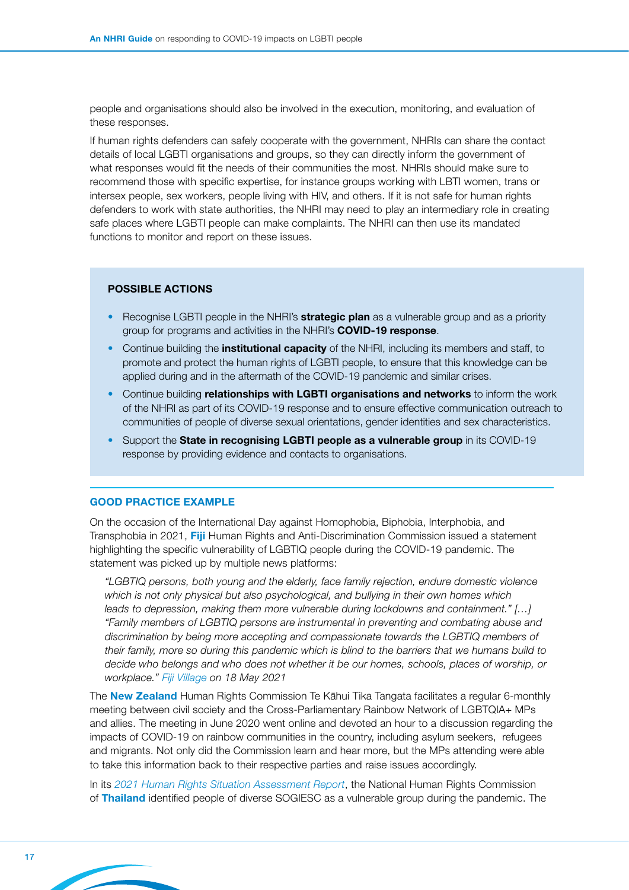people and organisations should also be involved in the execution, monitoring, and evaluation of these responses.

If human rights defenders can safely cooperate with the government, NHRIs can share the contact details of local LGBTI organisations and groups, so they can directly inform the government of what responses would fit the needs of their communities the most. NHRIs should make sure to recommend those with specific expertise, for instance groups working with LBTI women, trans or intersex people, sex workers, people living with HIV, and others. If it is not safe for human rights defenders to work with state authorities, the NHRI may need to play an intermediary role in creating safe places where LGBTI people can make complaints. The NHRI can then use its mandated functions to monitor and report on these issues.

### POSSIBLE ACTIONS

- Recognise LGBTI people in the NHRI's **strategic plan** as a vulnerable group and as a priority group for programs and activities in the NHRI's **COVID-19 response**.
- Continue building the **institutional capacity** of the NHRI, including its members and staff, to promote and protect the human rights of LGBTI people, to ensure that this knowledge can be applied during and in the aftermath of the COVID-19 pandemic and similar crises.
- Continue building **relationships with LGBTI organisations and networks** to inform the work of the NHRI as part of its COVID-19 response and to ensure effective communication outreach to communities of people of diverse sexual orientations, gender identities and sex characteristics.
- Support the **State in recognising LGBTI people as a vulnerable group** in its COVID-19 response by providing evidence and contacts to organisations.

### GOOD PRACTICE EXAMPLE

On the occasion of the International Day against Homophobia, Biphobia, Interphobia, and Transphobia in 2021, **Fiji** Human Rights and Anti-Discrimination Commission issued a statement highlighting the specific vulnerability of LGBTIQ people during the COVID-19 pandemic. The statement was picked up by multiple news platforms:

> *"LGBTIQ persons, both young and the elderly, face family rejection, endure domestic violence which is not only physical but also psychological, and bullying in their own homes which leads to depression, making them more vulnerable during lockdowns and containment." […] "Family members of LGBTIQ persons are instrumental in preventing and combating abuse and discrimination by being more accepting and compassionate towards the LGBTIQ members of their family, more so during this pandemic which is blind to the barriers that we humans build to decide who belongs and who does not whether it be our homes, schools, places of worship, or workplace." Fiji Village on 18 May 2021*

The **New Zealand** Human Rights Commission Te Kāhui Tika Tangata facilitates a regular 6-monthly meeting between civil society and the Cross-Parliamentary Rainbow Network of LGBTQIA+ MPs and allies. The meeting in June 2020 went online and devoted an hour to a discussion regarding the impacts of COVID-19 on rainbow communities in the country, including asylum seekers, refugees and migrants. Not only did the Commission learn and hear more, but the MPs attending were able to take this information back to their respective parties and raise issues accordingly.

In its *2021 Human Rights Situation Assessment Report*, the National Human Rights Commission of **Thailand** identified people of diverse SOGIESC as a vulnerable group during the pandemic. The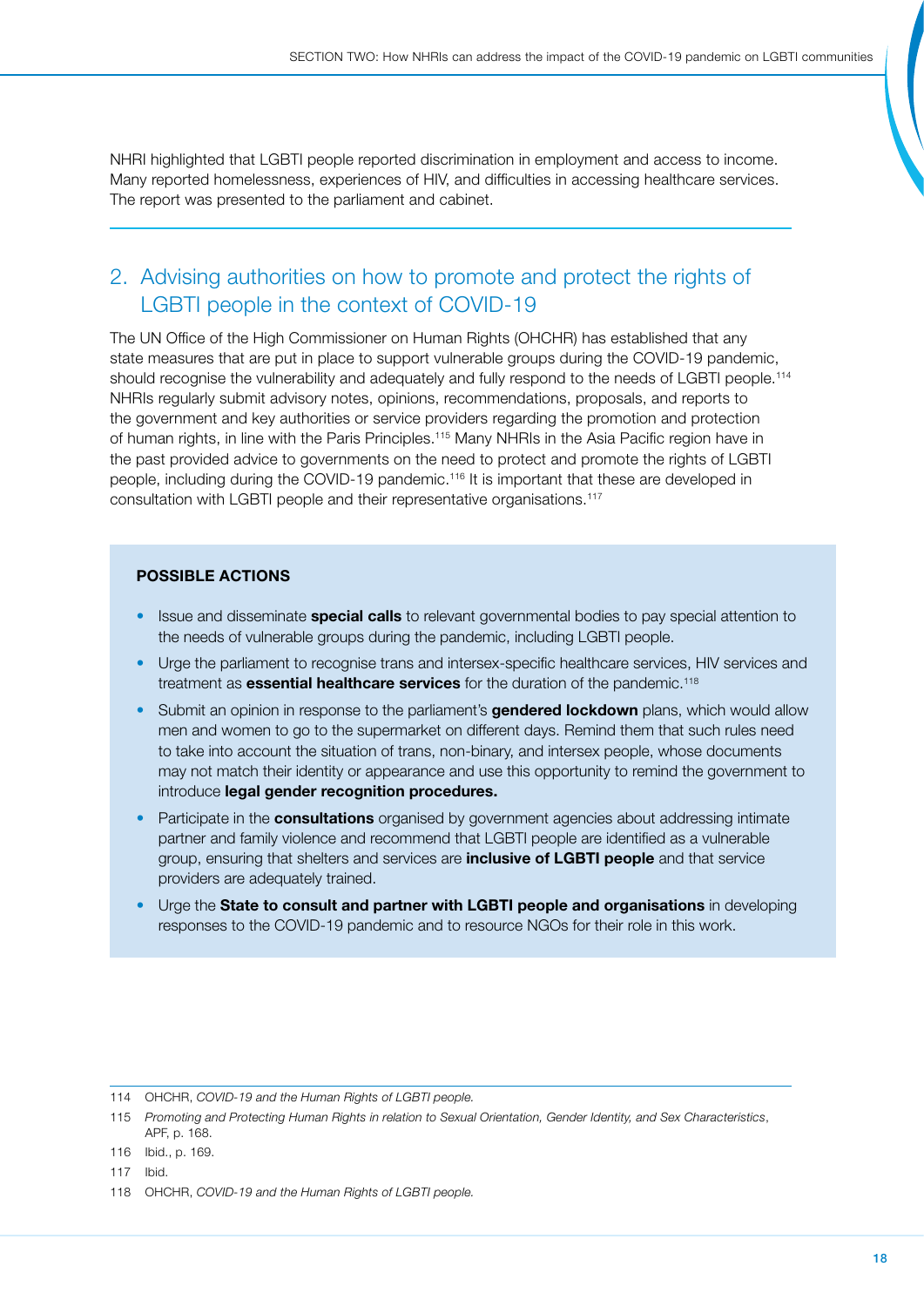NHRI highlighted that LGBTI people reported discrimination in employment and access to income. Many reported homelessness, experiences of HIV, and difficulties in accessing healthcare services. The report was presented to the parliament and cabinet.

---

## 2. Advising authorities on how to promote and protect the rights of LGBTI people in the context of COVID-19

The UN Office of the High Commissioner on Human Rights (OHCHR) has established that any state measures that are put in place to support vulnerable groups during the COVID-19 pandemic, should recognise the vulnerability and adequately and fully respond to the needs of LGBTI people.[114] NHRIs regularly submit advisory notes, opinions, recommendations, proposals, and reports to the government and key authorities or service providers regarding the promotion and protection of human rights, in line with the Paris Principles.[115] Many NHRIs in the Asia Pacific region have in the past provided advice to governments on the need to protect and promote the rights of LGBTI people, including during the COVID-19 pandemic.[116] It is important that these are developed in consultation with LGBTI people and their representative organisations.[117]

**POSSIBLE ACTIONS**

- Issue and disseminate **special calls** to relevant governmental bodies to pay special attention to the needs of vulnerable groups during the pandemic, including LGBTI people.
- Urge the parliament to recognise trans and intersex-specific healthcare services, HIV services and treatment as **essential healthcare services** for the duration of the pandemic.[118]
- Submit an opinion in response to the parliament's **gendered lockdown** plans, which would allow men and women to go to the supermarket on different days. Remind them that such rules need to take into account the situation of trans, non-binary, and intersex people, whose documents may not match their identity or appearance and use this opportunity to remind the government to introduce **legal gender recognition procedures.**
- Participate in the **consultations** organised by government agencies about addressing intimate partner and family violence and recommend that LGBTI people are identified as a vulnerable group, ensuring that shelters and services are **inclusive of LGBTI people** and that service providers are adequately trained.
- Urge the **State to consult and partner with LGBTI people and organisations** in developing responses to the COVID-19 pandemic and to resource NGOs for their role in this work.

---

114 OHCHR, *COVID-19 and the Human Rights of LGBTI people.*

115 *Promoting and Protecting Human Rights in relation to Sexual Orientation, Gender Identity, and Sex Characteristics*, APF, p. 168.

116 Ibid., p. 169.

117 Ibid.

118 OHCHR, *COVID-19 and the Human Rights of LGBTI people.*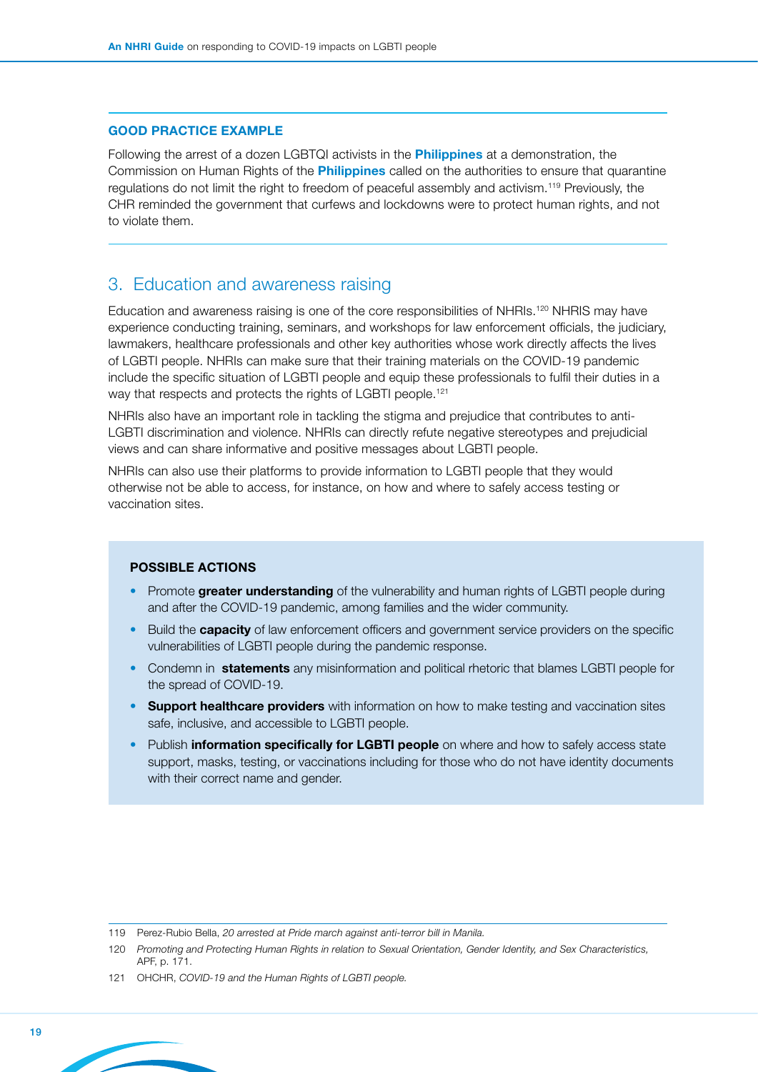### GOOD PRACTICE EXAMPLE

Following the arrest of a dozen LGBTQI activists in the **Philippines** at a demonstration, the Commission on Human Rights of the **Philippines** called on the authorities to ensure that quarantine regulations do not limit the right to freedom of peaceful assembly and activism.[119] Previously, the CHR reminded the government that curfews and lockdowns were to protect human rights, and not to violate them.

## 3. Education and awareness raising

Education and awareness raising is one of the core responsibilities of NHRIs.[120] NHRIS may have experience conducting training, seminars, and workshops for law enforcement officials, the judiciary, lawmakers, healthcare professionals and other key authorities whose work directly affects the lives of LGBTI people. NHRIs can make sure that their training materials on the COVID-19 pandemic include the specific situation of LGBTI people and equip these professionals to fulfil their duties in a way that respects and protects the rights of LGBTI people.[121]

NHRIs also have an important role in tackling the stigma and prejudice that contributes to anti-LGBTI discrimination and violence. NHRIs can directly refute negative stereotypes and prejudicial views and can share informative and positive messages about LGBTI people.

NHRIs can also use their platforms to provide information to LGBTI people that they would otherwise not be able to access, for instance, on how and where to safely access testing or vaccination sites.

### POSSIBLE ACTIONS

- Promote **greater understanding** of the vulnerability and human rights of LGBTI people during and after the COVID-19 pandemic, among families and the wider community.
- Build the **capacity** of law enforcement officers and government service providers on the specific vulnerabilities of LGBTI people during the pandemic response.
- Condemn in **statements** any misinformation and political rhetoric that blames LGBTI people for the spread of COVID-19.
- **Support healthcare providers** with information on how to make testing and vaccination sites safe, inclusive, and accessible to LGBTI people.
- Publish **information specifically for LGBTI people** on where and how to safely access state support, masks, testing, or vaccinations including for those who do not have identity documents with their correct name and gender.

---

119 Perez-Rubio Bella, *20 arrested at Pride march against anti-terror bill in Manila.*

120 *Promoting and Protecting Human Rights in relation to Sexual Orientation, Gender Identity, and Sex Characteristics,* APF, p. 171.

121 OHCHR, *COVID-19 and the Human Rights of LGBTI people.*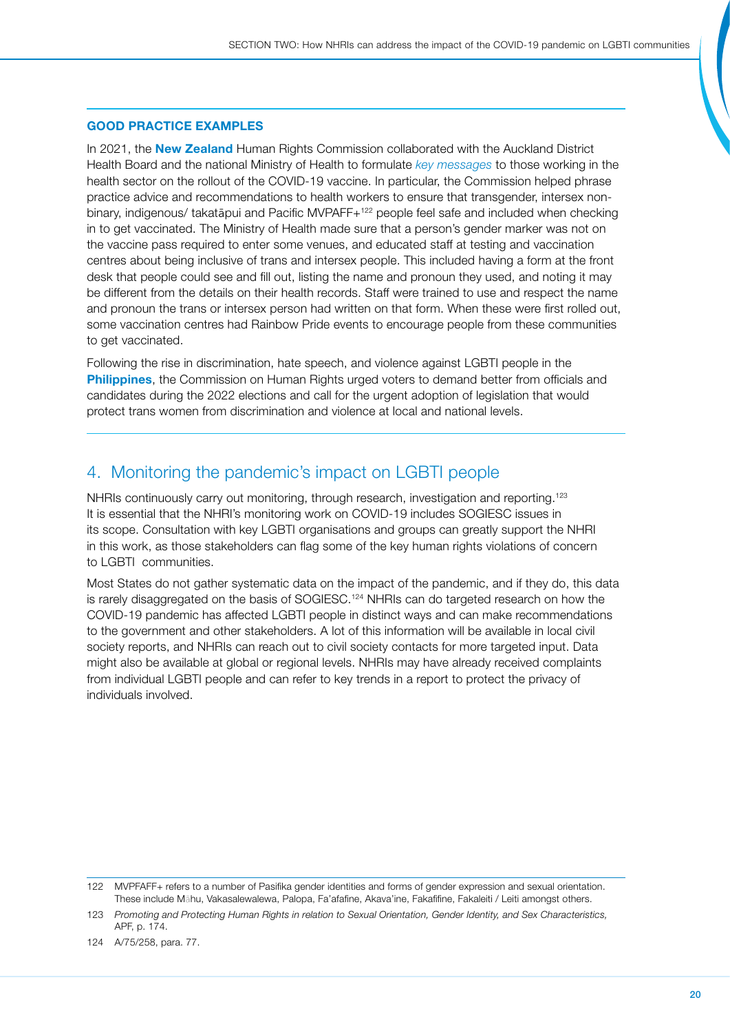### GOOD PRACTICE EXAMPLES

In 2021, the **New Zealand** Human Rights Commission collaborated with the Auckland District Health Board and the national Ministry of Health to formulate *key messages* to those working in the health sector on the rollout of the COVID-19 vaccine. In particular, the Commission helped phrase practice advice and recommendations to health workers to ensure that transgender, intersex non-binary, indigenous/ takatāpui and Pacific MVPAFF+[122] people feel safe and included when checking in to get vaccinated. The Ministry of Health made sure that a person's gender marker was not on the vaccine pass required to enter some venues, and educated staff at testing and vaccination centres about being inclusive of trans and intersex people. This included having a form at the front desk that people could see and fill out, listing the name and pronoun they used, and noting it may be different from the details on their health records. Staff were trained to use and respect the name and pronoun the trans or intersex person had written on that form. When these were first rolled out, some vaccination centres had Rainbow Pride events to encourage people from these communities to get vaccinated.

Following the rise in discrimination, hate speech, and violence against LGBTI people in the **Philippines**, the Commission on Human Rights urged voters to demand better from officials and candidates during the 2022 elections and call for the urgent adoption of legislation that would protect trans women from discrimination and violence at local and national levels.

## 4. Monitoring the pandemic's impact on LGBTI people

NHRIs continuously carry out monitoring, through research, investigation and reporting.[123] It is essential that the NHRI's monitoring work on COVID-19 includes SOGIESC issues in its scope. Consultation with key LGBTI organisations and groups can greatly support the NHRI in this work, as those stakeholders can flag some of the key human rights violations of concern to LGBTI communities.

Most States do not gather systematic data on the impact of the pandemic, and if they do, this data is rarely disaggregated on the basis of SOGIESC.[124] NHRIs can do targeted research on how the COVID-19 pandemic has affected LGBTI people in distinct ways and can make recommendations to the government and other stakeholders. A lot of this information will be available in local civil society reports, and NHRIs can reach out to civil society contacts for more targeted input. Data might also be available at global or regional levels. NHRIs may have already received complaints from individual LGBTI people and can refer to key trends in a report to protect the privacy of individuals involved.

---

122 MVPFAFF+ refers to a number of Pasifika gender identities and forms of gender expression and sexual orientation. These include Māhu, Vakasalewalewa, Palopa, Fa'afafine, Akava'ine, Fakafifine, Fakaleiti / Leiti amongst others.

123 *Promoting and Protecting Human Rights in relation to Sexual Orientation, Gender Identity, and Sex Characteristics,* APF, p. 174.

124 A/75/258, para. 77.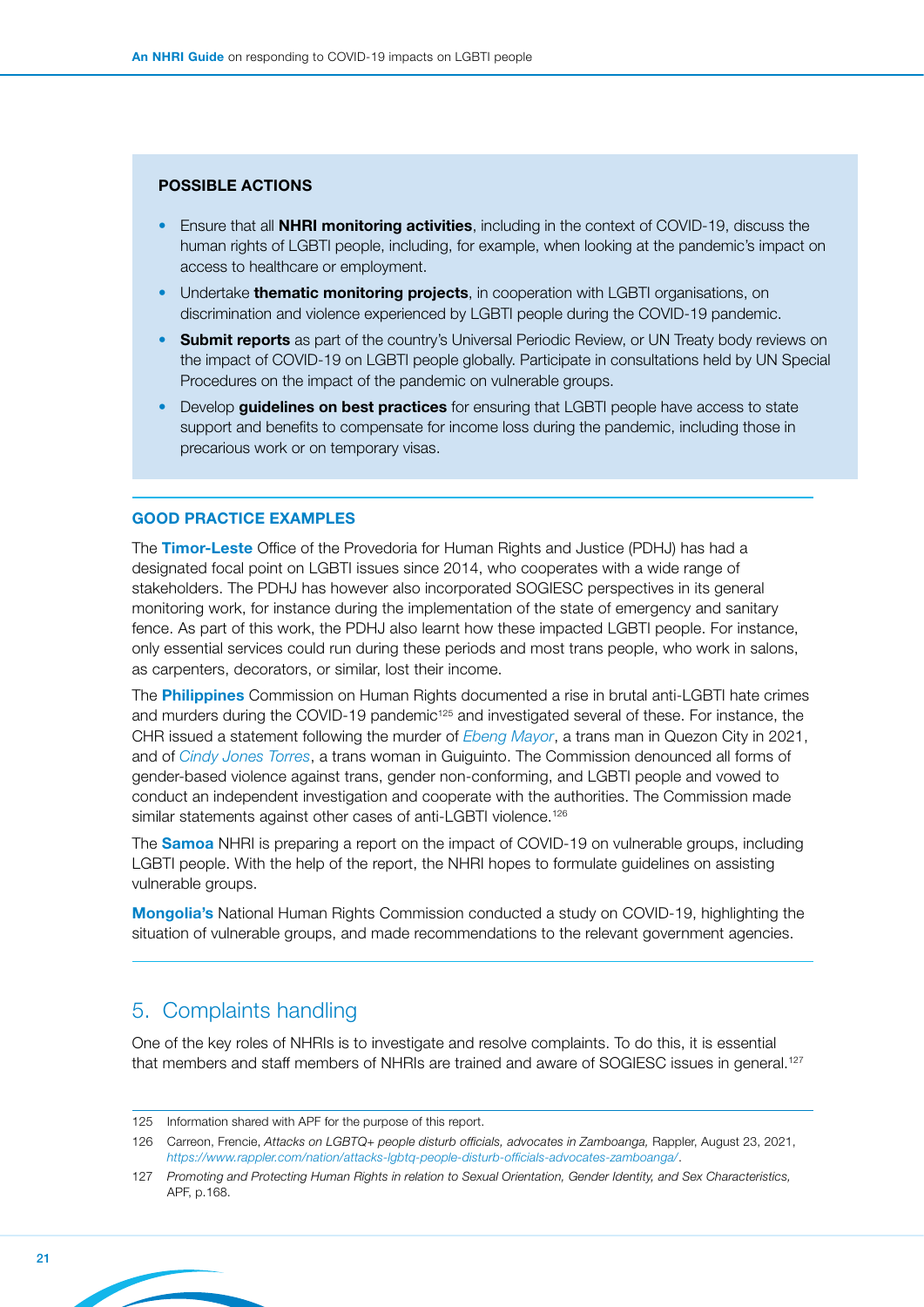**POSSIBLE ACTIONS**

- Ensure that all **NHRI monitoring activities**, including in the context of COVID-19, discuss the human rights of LGBTI people, including, for example, when looking at the pandemic's impact on access to healthcare or employment.
- Undertake **thematic monitoring projects**, in cooperation with LGBTI organisations, on discrimination and violence experienced by LGBTI people during the COVID-19 pandemic.
- **Submit reports** as part of the country's Universal Periodic Review, or UN Treaty body reviews on the impact of COVID-19 on LGBTI people globally. Participate in consultations held by UN Special Procedures on the impact of the pandemic on vulnerable groups.
- Develop **guidelines on best practices** for ensuring that LGBTI people have access to state support and benefits to compensate for income loss during the pandemic, including those in precarious work or on temporary visas.

### GOOD PRACTICE EXAMPLES

The **Timor-Leste** Office of the Provedoria for Human Rights and Justice (PDHJ) has had a designated focal point on LGBTI issues since 2014, who cooperates with a wide range of stakeholders. The PDHJ has however also incorporated SOGIESC perspectives in its general monitoring work, for instance during the implementation of the state of emergency and sanitary fence. As part of this work, the PDHJ also learnt how these impacted LGBTI people. For instance, only essential services could run during these periods and most trans people, who work in salons, as carpenters, decorators, or similar, lost their income.

The **Philippines** Commission on Human Rights documented a rise in brutal anti-LGBTI hate crimes and murders during the COVID-19 pandemic[125] and investigated several of these. For instance, the CHR issued a statement following the murder of *Ebeng Mayor*, a trans man in Quezon City in 2021, and of *Cindy Jones Torres*, a trans woman in Guiguinto. The Commission denounced all forms of gender-based violence against trans, gender non-conforming, and LGBTI people and vowed to conduct an independent investigation and cooperate with the authorities. The Commission made similar statements against other cases of anti-LGBTI violence.[126]

The **Samoa** NHRI is preparing a report on the impact of COVID-19 on vulnerable groups, including LGBTI people. With the help of the report, the NHRI hopes to formulate guidelines on assisting vulnerable groups.

**Mongolia's** National Human Rights Commission conducted a study on COVID-19, highlighting the situation of vulnerable groups, and made recommendations to the relevant government agencies.

## 5. Complaints handling

One of the key roles of NHRIs is to investigate and resolve complaints. To do this, it is essential that members and staff members of NHRIs are trained and aware of SOGIESC issues in general.[127]

---

125 Information shared with APF for the purpose of this report.

126 Carreon, Frencie, *Attacks on LGBTQ+ people disturb officials, advocates in Zamboanga,* Rappler, August 23, 2021, *https://www.rappler.com/nation/attacks-lgbtq-people-disturb-officials-advocates-zamboanga/*.

127 *Promoting and Protecting Human Rights in relation to Sexual Orientation, Gender Identity, and Sex Characteristics,* APF, p.168.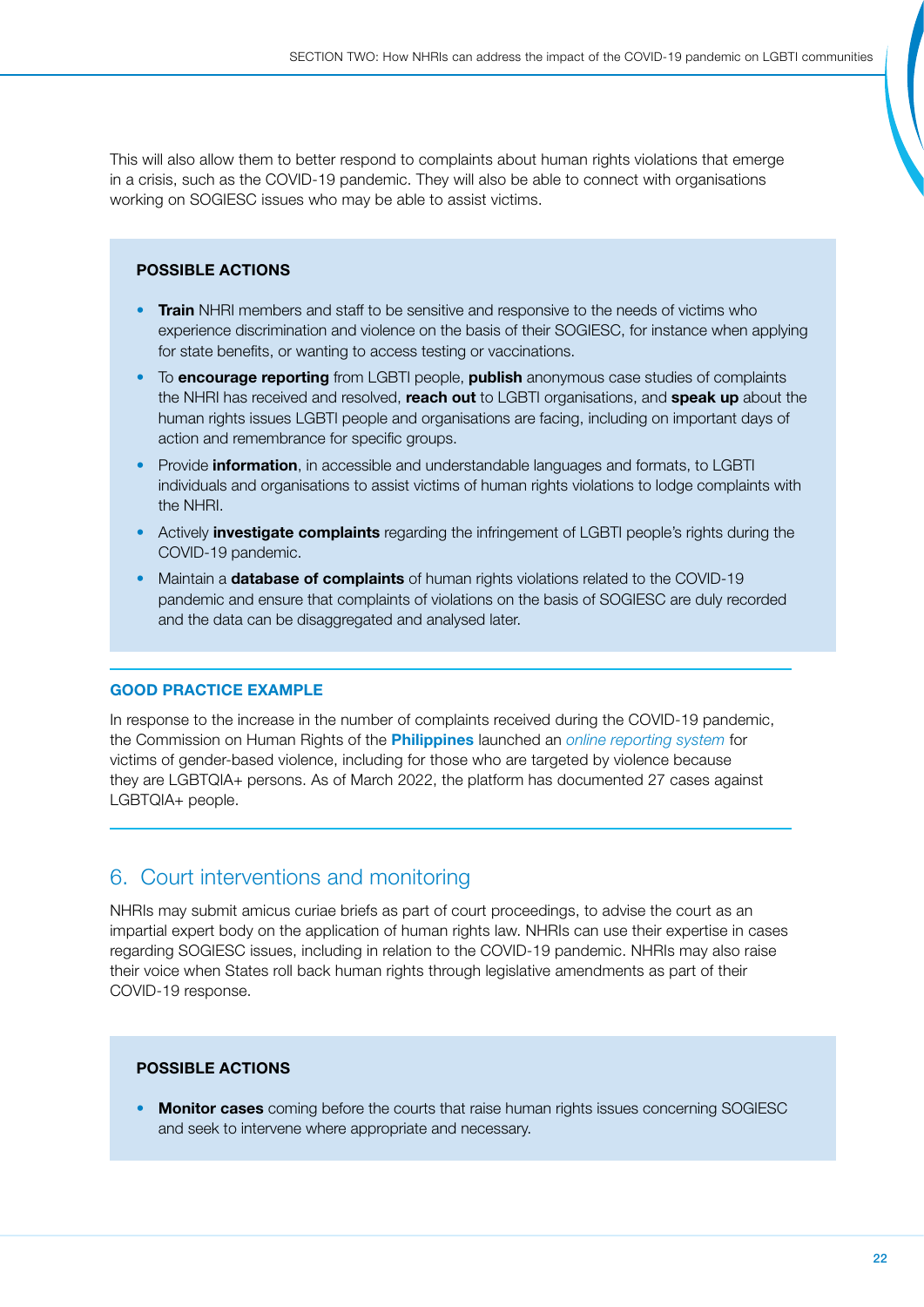This will also allow them to better respond to complaints about human rights violations that emerge in a crisis, such as the COVID-19 pandemic. They will also be able to connect with organisations working on SOGIESC issues who may be able to assist victims.

**POSSIBLE ACTIONS**

- **Train** NHRI members and staff to be sensitive and responsive to the needs of victims who experience discrimination and violence on the basis of their SOGIESC, for instance when applying for state benefits, or wanting to access testing or vaccinations.
- To **encourage reporting** from LGBTI people, **publish** anonymous case studies of complaints the NHRI has received and resolved, **reach out** to LGBTI organisations, and **speak up** about the human rights issues LGBTI people and organisations are facing, including on important days of action and remembrance for specific groups.
- Provide **information**, in accessible and understandable languages and formats, to LGBTI individuals and organisations to assist victims of human rights violations to lodge complaints with the NHRI.
- Actively **investigate complaints** regarding the infringement of LGBTI people's rights during the COVID-19 pandemic.
- Maintain a **database of complaints** of human rights violations related to the COVID-19 pandemic and ensure that complaints of violations on the basis of SOGIESC are duly recorded and the data can be disaggregated and analysed later.

**GOOD PRACTICE EXAMPLE**

In response to the increase in the number of complaints received during the COVID-19 pandemic, the Commission on Human Rights of the **Philippines** launched an *online reporting system* for victims of gender-based violence, including for those who are targeted by violence because they are LGBTQIA+ persons. As of March 2022, the platform has documented 27 cases against LGBTQIA+ people.

## 6. Court interventions and monitoring

NHRIs may submit amicus curiae briefs as part of court proceedings, to advise the court as an impartial expert body on the application of human rights law. NHRIs can use their expertise in cases regarding SOGIESC issues, including in relation to the COVID-19 pandemic. NHRIs may also raise their voice when States roll back human rights through legislative amendments as part of their COVID-19 response.

**POSSIBLE ACTIONS**

- **Monitor cases** coming before the courts that raise human rights issues concerning SOGIESC and seek to intervene where appropriate and necessary.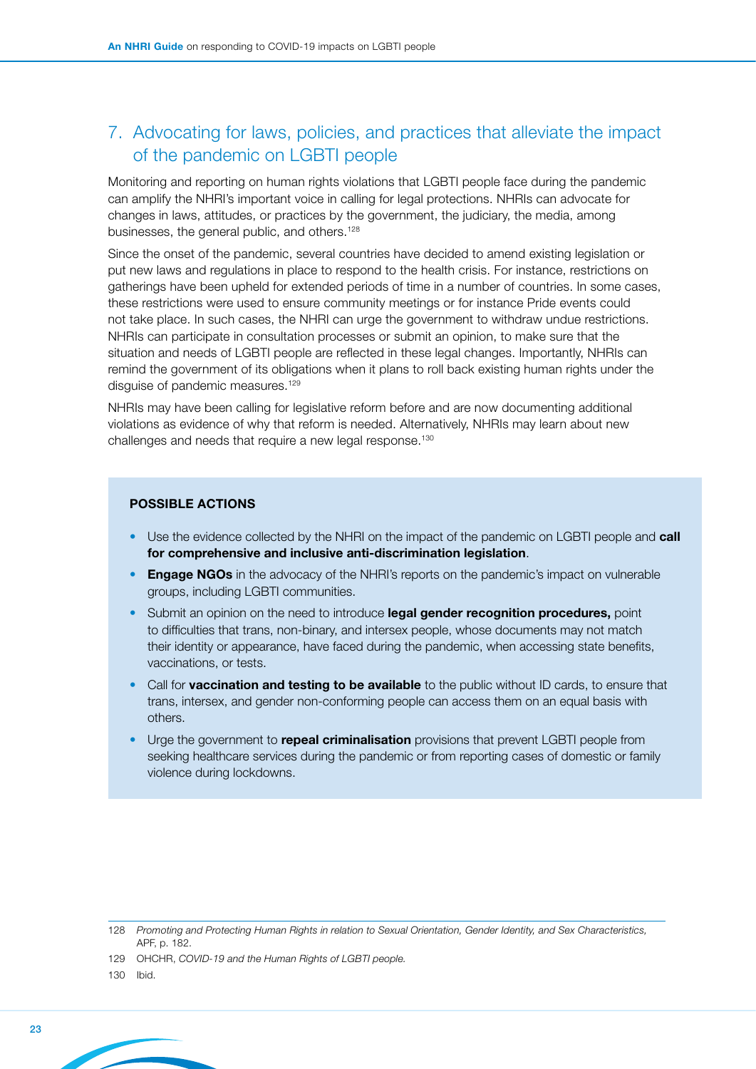## 7. Advocating for laws, policies, and practices that alleviate the impact of the pandemic on LGBTI people

Monitoring and reporting on human rights violations that LGBTI people face during the pandemic can amplify the NHRI's important voice in calling for legal protections. NHRIs can advocate for changes in laws, attitudes, or practices by the government, the judiciary, the media, among businesses, the general public, and others.[128]

Since the onset of the pandemic, several countries have decided to amend existing legislation or put new laws and regulations in place to respond to the health crisis. For instance, restrictions on gatherings have been upheld for extended periods of time in a number of countries. In some cases, these restrictions were used to ensure community meetings or for instance Pride events could not take place. In such cases, the NHRI can urge the government to withdraw undue restrictions. NHRIs can participate in consultation processes or submit an opinion, to make sure that the situation and needs of LGBTI people are reflected in these legal changes. Importantly, NHRIs can remind the government of its obligations when it plans to roll back existing human rights under the disguise of pandemic measures.[129]

NHRIs may have been calling for legislative reform before and are now documenting additional violations as evidence of why that reform is needed. Alternatively, NHRIs may learn about new challenges and needs that require a new legal response.[130]

**POSSIBLE ACTIONS**

- Use the evidence collected by the NHRI on the impact of the pandemic on LGBTI people and **call for comprehensive and inclusive anti-discrimination legislation**.
- **Engage NGOs** in the advocacy of the NHRI's reports on the pandemic's impact on vulnerable groups, including LGBTI communities.
- Submit an opinion on the need to introduce **legal gender recognition procedures,** point to difficulties that trans, non-binary, and intersex people, whose documents may not match their identity or appearance, have faced during the pandemic, when accessing state benefits, vaccinations, or tests.
- Call for **vaccination and testing to be available** to the public without ID cards, to ensure that trans, intersex, and gender non-conforming people can access them on an equal basis with others.
- Urge the government to **repeal criminalisation** provisions that prevent LGBTI people from seeking healthcare services during the pandemic or from reporting cases of domestic or family violence during lockdowns.

---

128 *Promoting and Protecting Human Rights in relation to Sexual Orientation, Gender Identity, and Sex Characteristics*, APF, p. 182.

129 OHCHR, *COVID-19 and the Human Rights of LGBTI people.*

130 Ibid.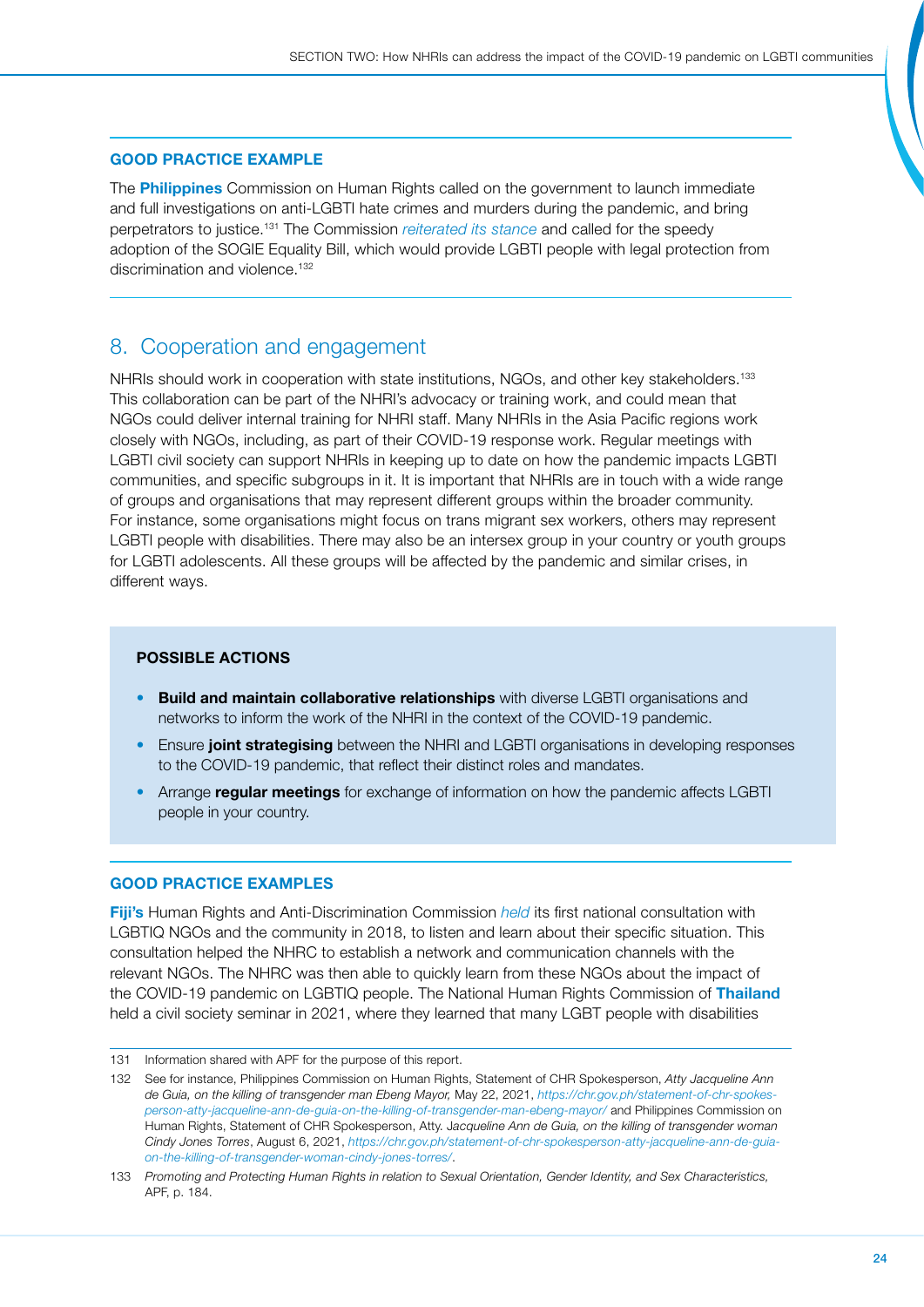### GOOD PRACTICE EXAMPLE

The **Philippines** Commission on Human Rights called on the government to launch immediate and full investigations on anti-LGBTI hate crimes and murders during the pandemic, and bring perpetrators to justice.[131] The Commission *reiterated its stance* and called for the speedy adoption of the SOGIE Equality Bill, which would provide LGBTI people with legal protection from discrimination and violence.[132]

## 8. Cooperation and engagement

NHRIs should work in cooperation with state institutions, NGOs, and other key stakeholders.[133] This collaboration can be part of the NHRI's advocacy or training work, and could mean that NGOs could deliver internal training for NHRI staff. Many NHRIs in the Asia Pacific regions work closely with NGOs, including, as part of their COVID-19 response work. Regular meetings with LGBTI civil society can support NHRIs in keeping up to date on how the pandemic impacts LGBTI communities, and specific subgroups in it. It is important that NHRIs are in touch with a wide range of groups and organisations that may represent different groups within the broader community. For instance, some organisations might focus on trans migrant sex workers, others may represent LGBTI people with disabilities. There may also be an intersex group in your country or youth groups for LGBTI adolescents. All these groups will be affected by the pandemic and similar crises, in different ways.

### POSSIBLE ACTIONS

- **Build and maintain collaborative relationships** with diverse LGBTI organisations and networks to inform the work of the NHRI in the context of the COVID-19 pandemic.
- Ensure **joint strategising** between the NHRI and LGBTI organisations in developing responses to the COVID-19 pandemic, that reflect their distinct roles and mandates.
- Arrange **regular meetings** for exchange of information on how the pandemic affects LGBTI people in your country.

### GOOD PRACTICE EXAMPLES

**Fiji's** Human Rights and Anti-Discrimination Commission *held* its first national consultation with LGBTIQ NGOs and the community in 2018, to listen and learn about their specific situation. This consultation helped the NHRC to establish a network and communication channels with the relevant NGOs. The NHRC was then able to quickly learn from these NGOs about the impact of the COVID-19 pandemic on LGBTIQ people. The National Human Rights Commission of **Thailand** held a civil society seminar in 2021, where they learned that many LGBT people with disabilities

---

131 Information shared with APF for the purpose of this report.

132 See for instance, Philippines Commission on Human Rights, Statement of CHR Spokesperson, *Atty Jacqueline Ann de Guia, on the killing of transgender man Ebeng Mayor,* May 22, 2021, *https://chr.gov.ph/statement-of-chr-spokesperson-atty-jacqueline-ann-de-guia-on-the-killing-of-transgender-man-ebeng-mayor/* and Philippines Commission on Human Rights, Statement of CHR Spokesperson, Atty. *Jacqueline Ann de Guia, on the killing of transgender woman Cindy Jones Torres*, August 6, 2021, *https://chr.gov.ph/statement-of-chr-spokesperson-atty-jacqueline-ann-de-guia-on-the-killing-of-transgender-woman-cindy-jones-torres/*.

133 *Promoting and Protecting Human Rights in relation to Sexual Orientation, Gender Identity, and Sex Characteristics,* APF, p. 184.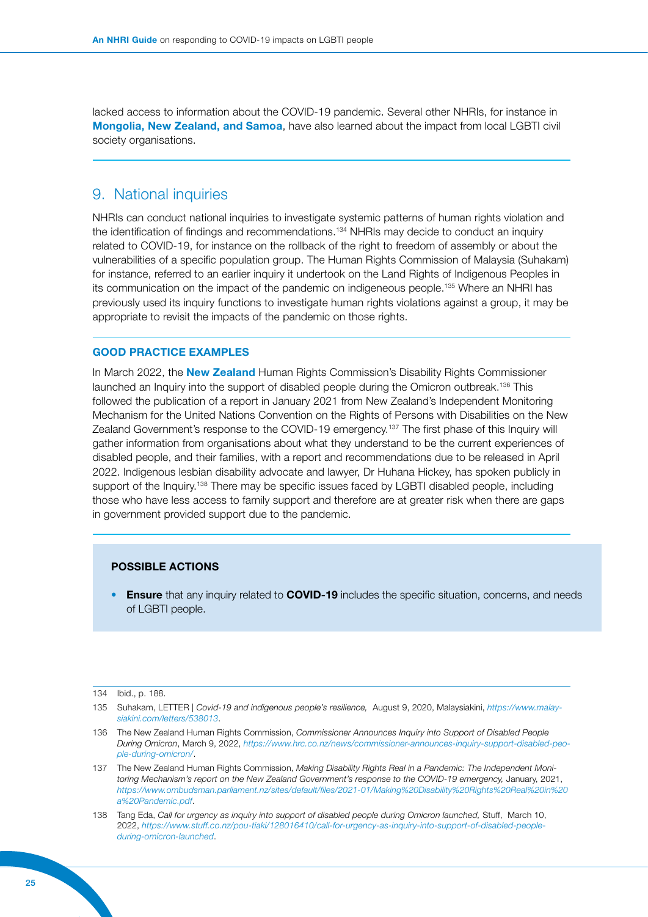lacked access to information about the COVID-19 pandemic. Several other NHRIs, for instance in **Mongolia, New Zealand, and Samoa**, have also learned about the impact from local LGBTI civil society organisations.

## 9. National inquiries

NHRIs can conduct national inquiries to investigate systemic patterns of human rights violation and the identification of findings and recommendations.[134] NHRIs may decide to conduct an inquiry related to COVID-19, for instance on the rollback of the right to freedom of assembly or about the vulnerabilities of a specific population group. The Human Rights Commission of Malaysia (Suhakam) for instance, referred to an earlier inquiry it undertook on the Land Rights of Indigenous Peoples in its communication on the impact of the pandemic on indigeneous people.[135] Where an NHRI has previously used its inquiry functions to investigate human rights violations against a group, it may be appropriate to revisit the impacts of the pandemic on those rights.

### GOOD PRACTICE EXAMPLES

In March 2022, the **New Zealand** Human Rights Commission's Disability Rights Commissioner launched an Inquiry into the support of disabled people during the Omicron outbreak.[136] This followed the publication of a report in January 2021 from New Zealand's Independent Monitoring Mechanism for the United Nations Convention on the Rights of Persons with Disabilities on the New Zealand Government's response to the COVID-19 emergency.[137] The first phase of this Inquiry will gather information from organisations about what they understand to be the current experiences of disabled people, and their families, with a report and recommendations due to be released in April 2022. Indigenous lesbian disability advocate and lawyer, Dr Huhana Hickey, has spoken publicly in support of the Inquiry.[138] There may be specific issues faced by LGBTI disabled people, including those who have less access to family support and therefore are at greater risk when there are gaps in government provided support due to the pandemic.

### POSSIBLE ACTIONS

- **Ensure** that any inquiry related to **COVID-19** includes the specific situation, concerns, and needs of LGBTI people.

---

134 Ibid., p. 188.

135 Suhakam, LETTER | *Covid-19 and indigenous people's resilience,* August 9, 2020, Malaysiakini, *https://www.malaysiakini.com/letters/538013*.

136 The New Zealand Human Rights Commission, *Commissioner Announces Inquiry into Support of Disabled People During Omicron*, March 9, 2022, *https://www.hrc.co.nz/news/commissioner-announces-inquiry-support-disabled-people-during-omicron/*.

137 The New Zealand Human Rights Commission, *Making Disability Rights Real in a Pandemic: The Independent Monitoring Mechanism's report on the New Zealand Government's response to the COVID-19 emergency,* January, 2021, *https://www.ombudsman.parliament.nz/sites/default/files/2021-01/Making%20Disability%20Rights%20Real%20in%20a%20Pandemic.pdf*.

138 Tang Eda, *Call for urgency as inquiry into support of disabled people during Omicron launched,* Stuff, March 10, 2022, *https://www.stuff.co.nz/pou-tiaki/128016410/call-for-urgency-as-inquiry-into-support-of-disabled-people-during-omicron-launched*.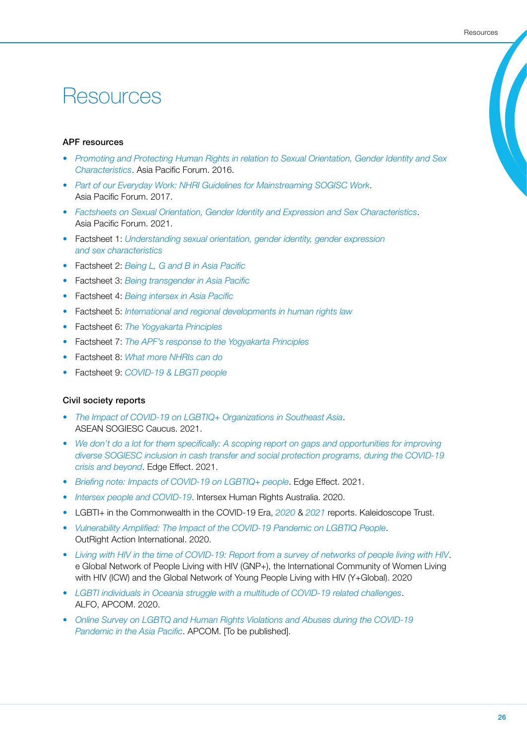# Resources

### APF resources

- *Promoting and Protecting Human Rights in relation to Sexual Orientation, Gender Identity and Sex Characteristics*. Asia Pacific Forum. 2016.
- *Part of our Everyday Work: NHRI Guidelines for Mainstreaming SOGISC Work*. Asia Pacific Forum. 2017.
- *Factsheets on Sexual Orientation, Gender Identity and Expression and Sex Characteristics*. Asia Pacific Forum. 2021.
- Factsheet 1: *Understanding sexual orientation, gender identity, gender expression and sex characteristics*
- Factsheet 2: *Being L, G and B in Asia Pacific*
- Factsheet 3: *Being transgender in Asia Pacific*
- Factsheet 4: *Being intersex in Asia Pacific*
- Factsheet 5: *International and regional developments in human rights law*
- Factsheet 6: *The Yogyakarta Principles*
- Factsheet 7: *The APF's response to the Yogyakarta Principles*
- Factsheet 8: *What more NHRIs can do*
- Factsheet 9: *COVID-19 & LBGTI people*

### Civil society reports

- *The Impact of COVID-19 on LGBTIQ+ Organizations in Southeast Asia*. ASEAN SOGIESC Caucus. 2021.
- *We don't do a lot for them specifically: A scoping report on gaps and opportunities for improving diverse SOGIESC inclusion in cash transfer and social protection programs, during the COVID-19 crisis and beyond*. Edge Effect. 2021.
- *Briefing note: Impacts of COVID-19 on LGBTIQ+ people*. Edge Effect. 2021.
- *Intersex people and COVID-19*. Intersex Human Rights Australia. 2020.
- LGBTI+ in the Commonwealth in the COVID-19 Era, *2020* & *2021* reports. Kaleidoscope Trust.
- *Vulnerability Amplified: The Impact of the COVID-19 Pandemic on LGBTIQ People*. OutRight Action International. 2020.
- *Living with HIV in the time of COVID-19: Report from a survey of networks of people living with HIV*. e Global Network of People Living with HIV (GNP+), the International Community of Women Living with HIV (ICW) and the Global Network of Young People Living with HIV (Y+Global). 2020
- *LGBTI individuals in Oceania struggle with a multitude of COVID-19 related challenges*. ALFO, APCOM. 2020.
- *Online Survey on LGBTQ and Human Rights Violations and Abuses during the COVID-19 Pandemic in the Asia Pacific*. APCOM. [To be published].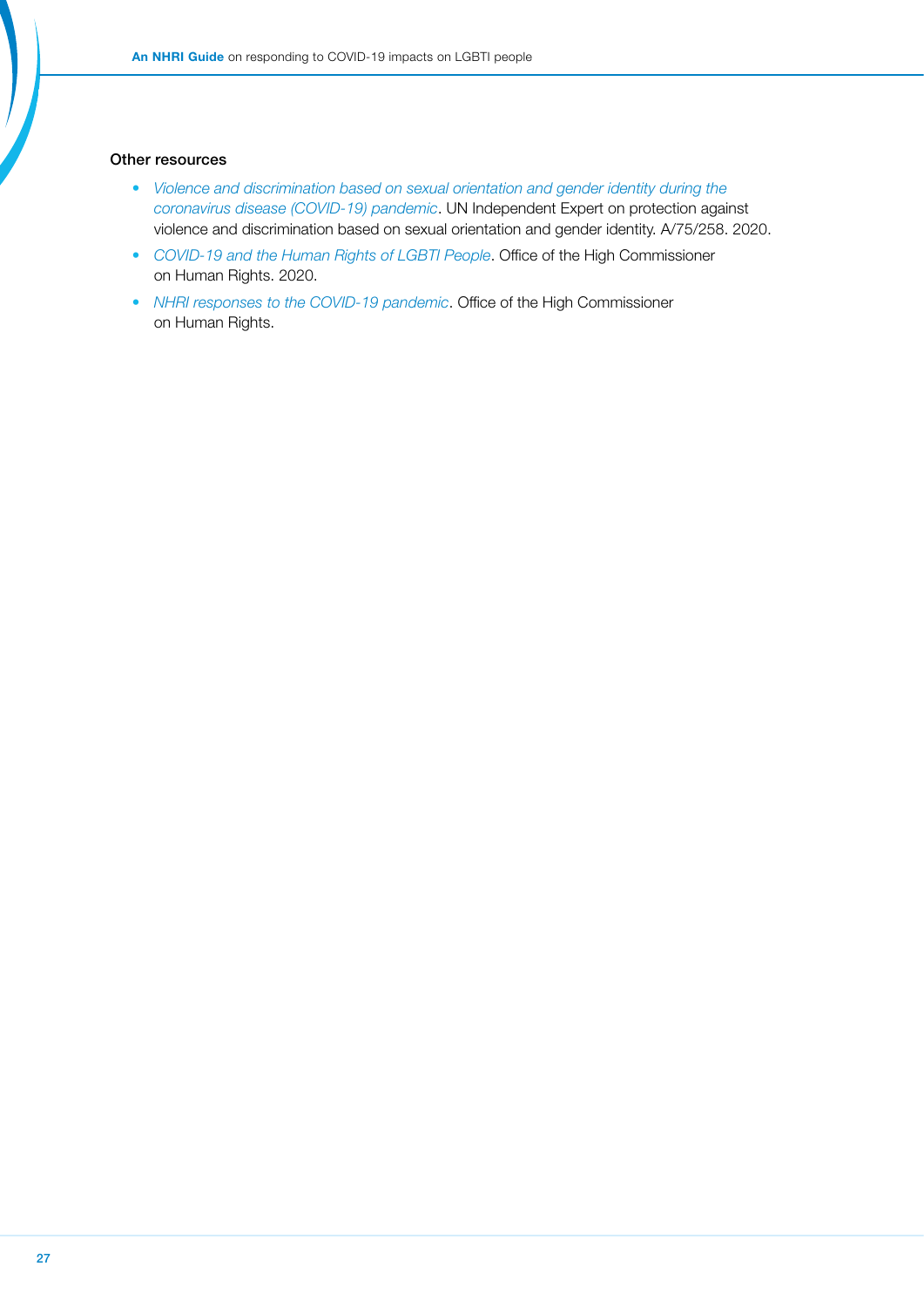### Other resources

- *Violence and discrimination based on sexual orientation and gender identity during the coronavirus disease (COVID-19) pandemic*. UN Independent Expert on protection against violence and discrimination based on sexual orientation and gender identity. A/75/258. 2020.
- *COVID-19 and the Human Rights of LGBTI People*. Office of the High Commissioner on Human Rights. 2020.
- *NHRI responses to the COVID-19 pandemic*. Office of the High Commissioner on Human Rights.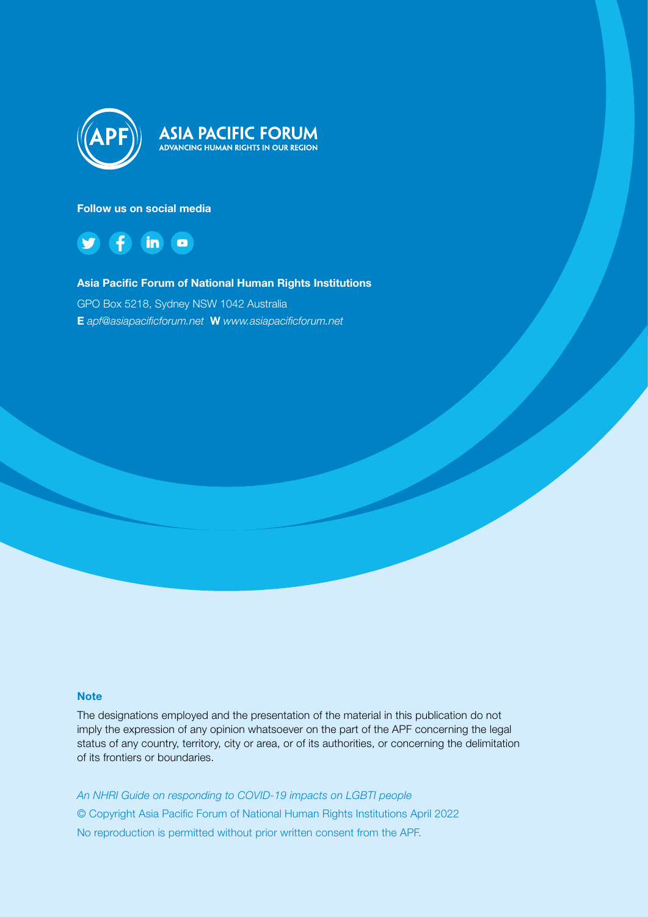**ASIA PACIFIC FORUM**
ADVANCING HUMAN RIGHTS IN OUR REGION

**Follow us on social media**

**Asia Pacific Forum of National Human Rights Institutions**

GPO Box 5218, Sydney NSW 1042 Australia

**E** *apf@asiapacificforum.net* **W** *www.asiapacificforum.net*

**Note**

The designations employed and the presentation of the material in this publication do not imply the expression of any opinion whatsoever on the part of the APF concerning the legal status of any country, territory, city or area, or of its authorities, or concerning the delimitation of its frontiers or boundaries.

*An NHRI Guide on responding to COVID-19 impacts on LGBTI people*

© Copyright Asia Pacific Forum of National Human Rights Institutions April 2022

No reproduction is permitted without prior written consent from the APF.